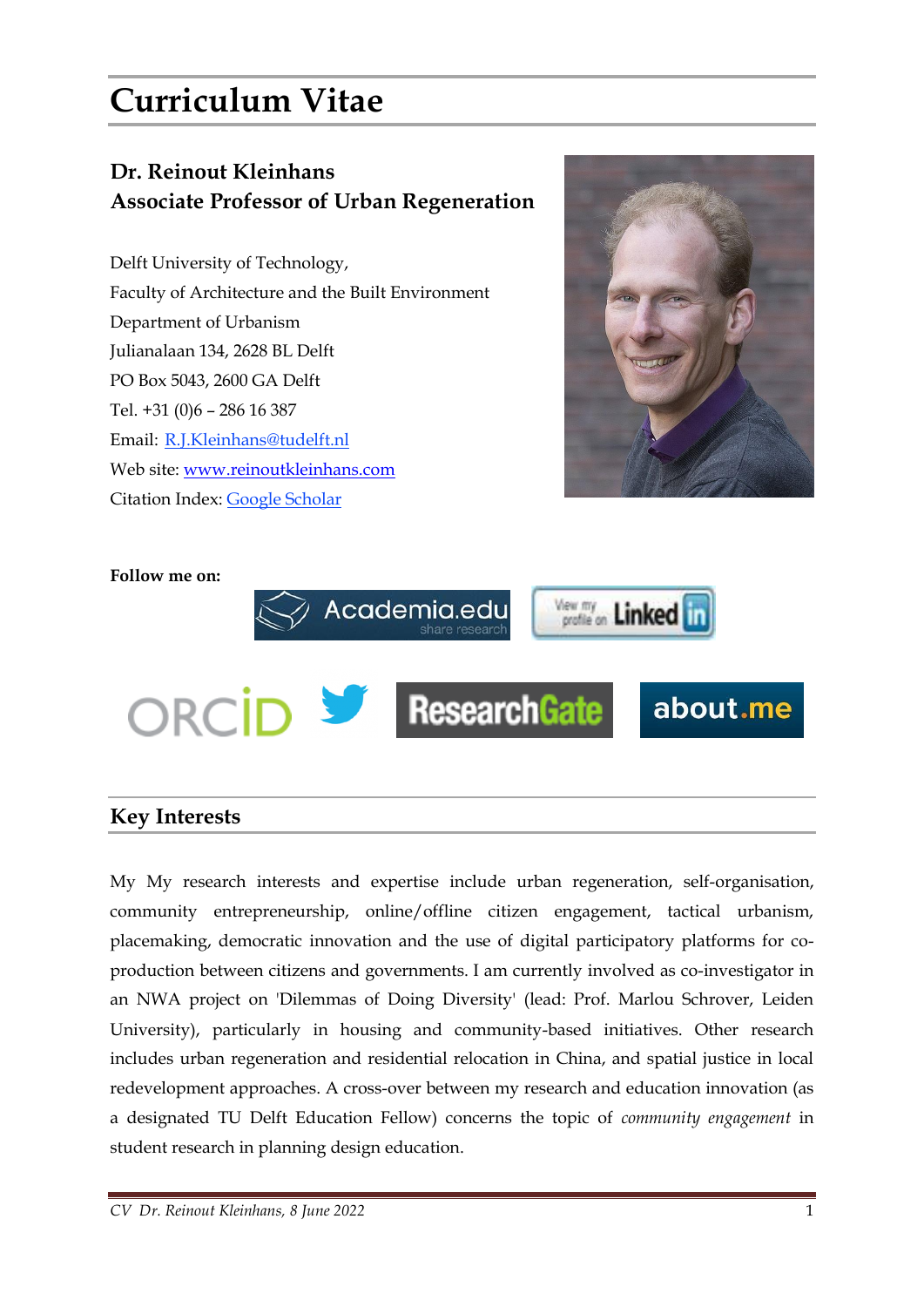# Curriculum Vitae

## Dr. Reinout Kleinhans
## Associate Professor of Urban Regeneration

Delft University of Technology,
Faculty of Architecture and the Built Environment
Department of Urbanism
Julianalaan 134, 2628 BL Delft
PO Box 5043, 2600 GA Delft
Tel. +31 (0)6 – 286 16 387
Email: R.J.Kleinhans@tudelft.nl
Web site: www.reinoutkleinhans.com
Citation Index: Google Scholar

**Follow me on:**

## Key Interests

My My research interests and expertise include urban regeneration, self-organisation, community entrepreneurship, online/offline citizen engagement, tactical urbanism, placemaking, democratic innovation and the use of digital participatory platforms for co-production between citizens and governments. I am currently involved as co-investigator in an NWA project on 'Dilemmas of Doing Diversity' (lead: Prof. Marlou Schrover, Leiden University), particularly in housing and community-based initiatives. Other research includes urban regeneration and residential relocation in China, and spatial justice in local redevelopment approaches. A cross-over between my research and education innovation (as a designated TU Delft Education Fellow) concerns the topic of *community engagement* in student research in planning design education.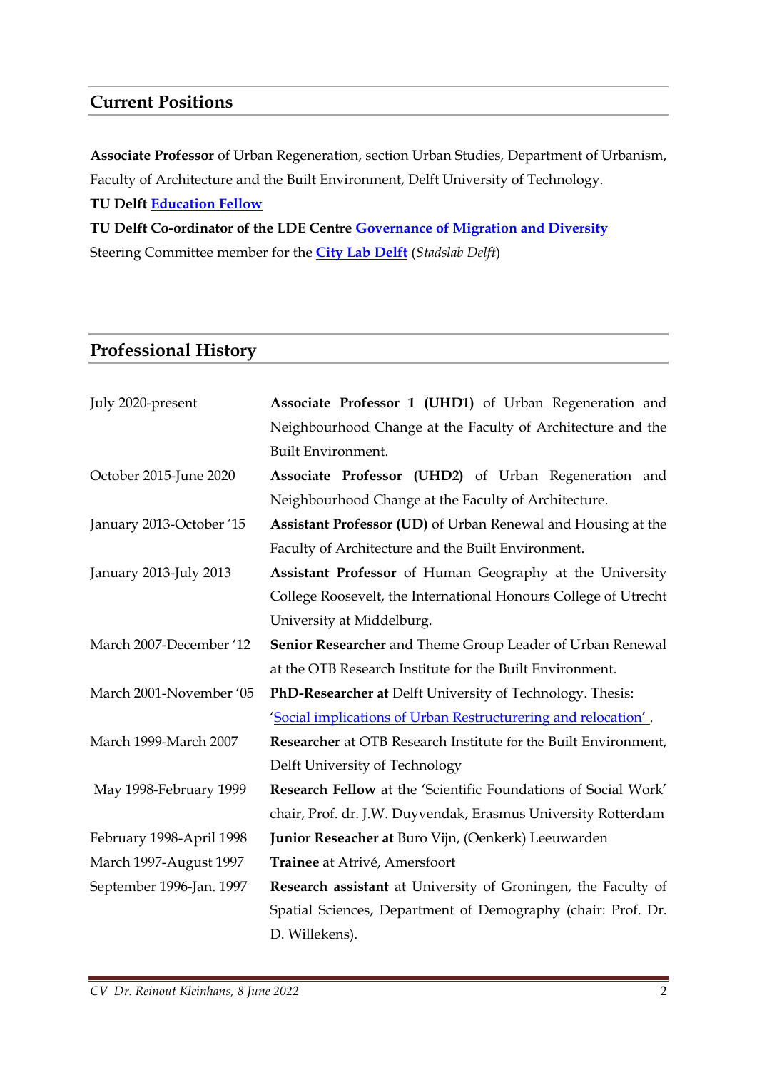## Current Positions

**Associate Professor** of Urban Regeneration, section Urban Studies, Department of Urbanism, Faculty of Architecture and the Built Environment, Delft University of Technology.

**TU Delft Education Fellow**

**TU Delft Co-ordinator of the LDE Centre Governance of Migration and Diversity**

Steering Committee member for the **City Lab Delft** (*Stadslab Delft*)

## Professional History

| | |
|---|---|
| July 2020-present | **Associate Professor 1 (UHD1)** of Urban Regeneration and Neighbourhood Change at the Faculty of Architecture and the Built Environment. |
| October 2015-June 2020 | **Associate Professor (UHD2)** of Urban Regeneration and Neighbourhood Change at the Faculty of Architecture. |
| January 2013-October '15 | **Assistant Professor (UD)** of Urban Renewal and Housing at the Faculty of Architecture and the Built Environment. |
| January 2013-July 2013 | **Assistant Professor** of Human Geography at the University College Roosevelt, the International Honours College of Utrecht University at Middelburg. |
| March 2007-December '12 | **Senior Researcher** and Theme Group Leader of Urban Renewal at the OTB Research Institute for the Built Environment. |
| March 2001-November '05 | **PhD-Researcher at** Delft University of Technology. Thesis: 'Social implications of Urban Restructurering and relocation'. |
| March 1999-March 2007 | **Researcher** at OTB Research Institute for the Built Environment, Delft University of Technology |
| May 1998-February 1999 | **Research Fellow** at the 'Scientific Foundations of Social Work' chair, Prof. dr. J.W. Duyvendak, Erasmus University Rotterdam |
| February 1998-April 1998 | **Junior Reseacher at** Buro Vijn, (Oenkerk) Leeuwarden |
| March 1997-August 1997 | **Trainee** at Atrivé, Amersfoort |
| September 1996-Jan. 1997 | **Research assistant** at University of Groningen, the Faculty of Spatial Sciences, Department of Demography (chair: Prof. Dr. D. Willekens). |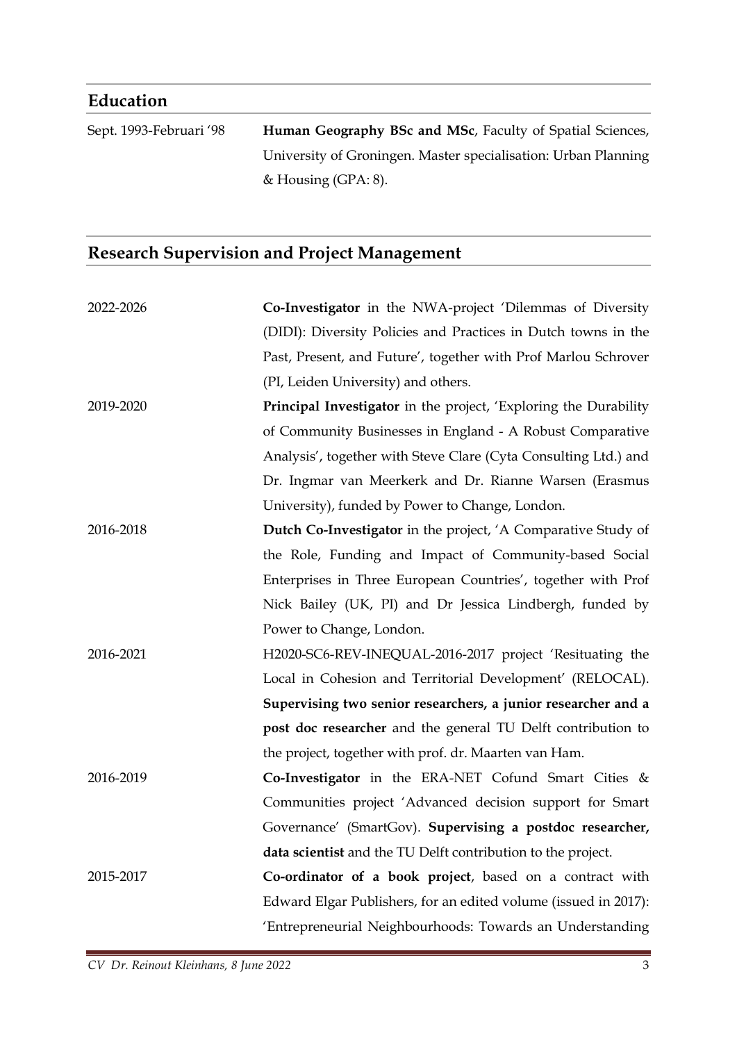## Education

Sept. 1993-Februari '98 **Human Geography BSc and MSc**, Faculty of Spatial Sciences, University of Groningen. Master specialisation: Urban Planning & Housing (GPA: 8).

## Research Supervision and Project Management

2022-2026 **Co-Investigator** in the NWA-project 'Dilemmas of Diversity (DIDI): Diversity Policies and Practices in Dutch towns in the Past, Present, and Future', together with Prof Marlou Schrover (PI, Leiden University) and others.

2019-2020 **Principal Investigator** in the project, 'Exploring the Durability of Community Businesses in England - A Robust Comparative Analysis', together with Steve Clare (Cyta Consulting Ltd.) and Dr. Ingmar van Meerkerk and Dr. Rianne Warsen (Erasmus University), funded by Power to Change, London.

2016-2018 **Dutch Co-Investigator** in the project, 'A Comparative Study of the Role, Funding and Impact of Community-based Social Enterprises in Three European Countries', together with Prof Nick Bailey (UK, PI) and Dr Jessica Lindbergh, funded by Power to Change, London.

2016-2021 H2020-SC6-REV-INEQUAL-2016-2017 project 'Resituating the Local in Cohesion and Territorial Development' (RELOCAL). **Supervising two senior researchers, a junior researcher and a post doc researcher** and the general TU Delft contribution to the project, together with prof. dr. Maarten van Ham.

2016-2019 **Co-Investigator** in the ERA-NET Cofund Smart Cities & Communities project 'Advanced decision support for Smart Governance' (SmartGov). **Supervising a postdoc researcher, data scientist** and the TU Delft contribution to the project.

2015-2017 **Co-ordinator of a book project**, based on a contract with Edward Elgar Publishers, for an edited volume (issued in 2017): 'Entrepreneurial Neighbourhoods: Towards an Understanding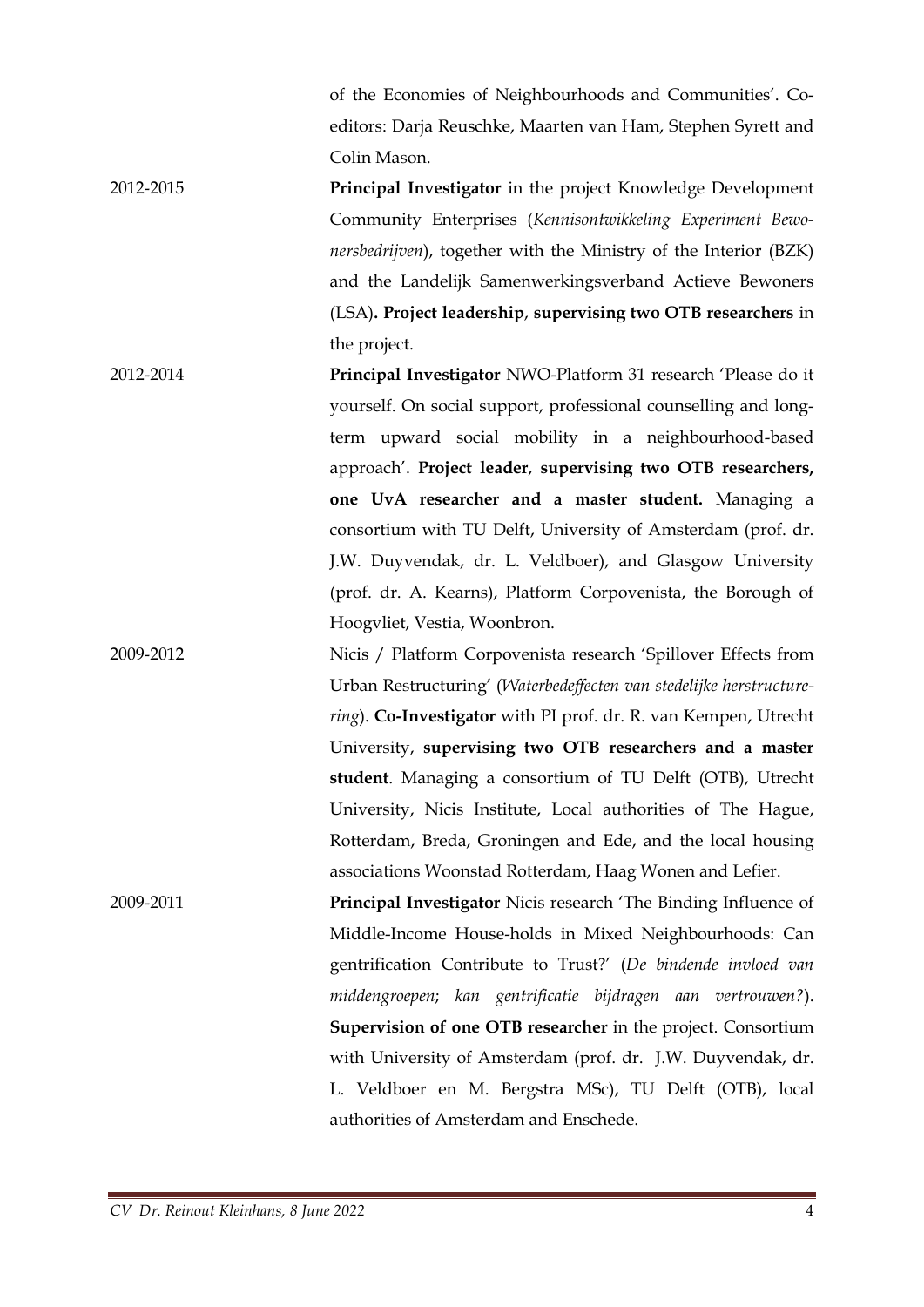of the Economies of Neighbourhoods and Communities'. Co-editors: Darja Reuschke, Maarten van Ham, Stephen Syrett and Colin Mason.

2012-2015 **Principal Investigator** in the project Knowledge Development Community Enterprises (*Kennisontwikkeling Experiment Bewonersbedrijven*), together with the Ministry of the Interior (BZK) and the Landelijk Samenwerkingsverband Actieve Bewoners (LSA)**. Project leadership**, **supervising two OTB researchers** in the project.

2012-2014 **Principal Investigator** NWO-Platform 31 research 'Please do it yourself. On social support, professional counselling and long-term upward social mobility in a neighbourhood-based approach'. **Project leader**, **supervising two OTB researchers, one UvA researcher and a master student.** Managing a consortium with TU Delft, University of Amsterdam (prof. dr. J.W. Duyvendak, dr. L. Veldboer), and Glasgow University (prof. dr. A. Kearns), Platform Corpovenista, the Borough of Hoogvliet, Vestia, Woonbron.

2009-2012 Nicis / Platform Corpovenista research 'Spillover Effects from Urban Restructuring' (*Waterbedeffecten van stedelijke herstructurering*). **Co-Investigator** with PI prof. dr. R. van Kempen, Utrecht University, **supervising two OTB researchers and a master student**. Managing a consortium of TU Delft (OTB), Utrecht University, Nicis Institute, Local authorities of The Hague, Rotterdam, Breda, Groningen and Ede, and the local housing associations Woonstad Rotterdam, Haag Wonen and Lefier.

2009-2011 **Principal Investigator** Nicis research 'The Binding Influence of Middle-Income House-holds in Mixed Neighbourhoods: Can gentrification Contribute to Trust?' (*De bindende invloed van middengroepen; kan gentrificatie bijdragen aan vertrouwen?*). **Supervision of one OTB researcher** in the project. Consortium with University of Amsterdam (prof. dr. J.W. Duyvendak, dr. L. Veldboer en M. Bergstra MSc), TU Delft (OTB), local authorities of Amsterdam and Enschede.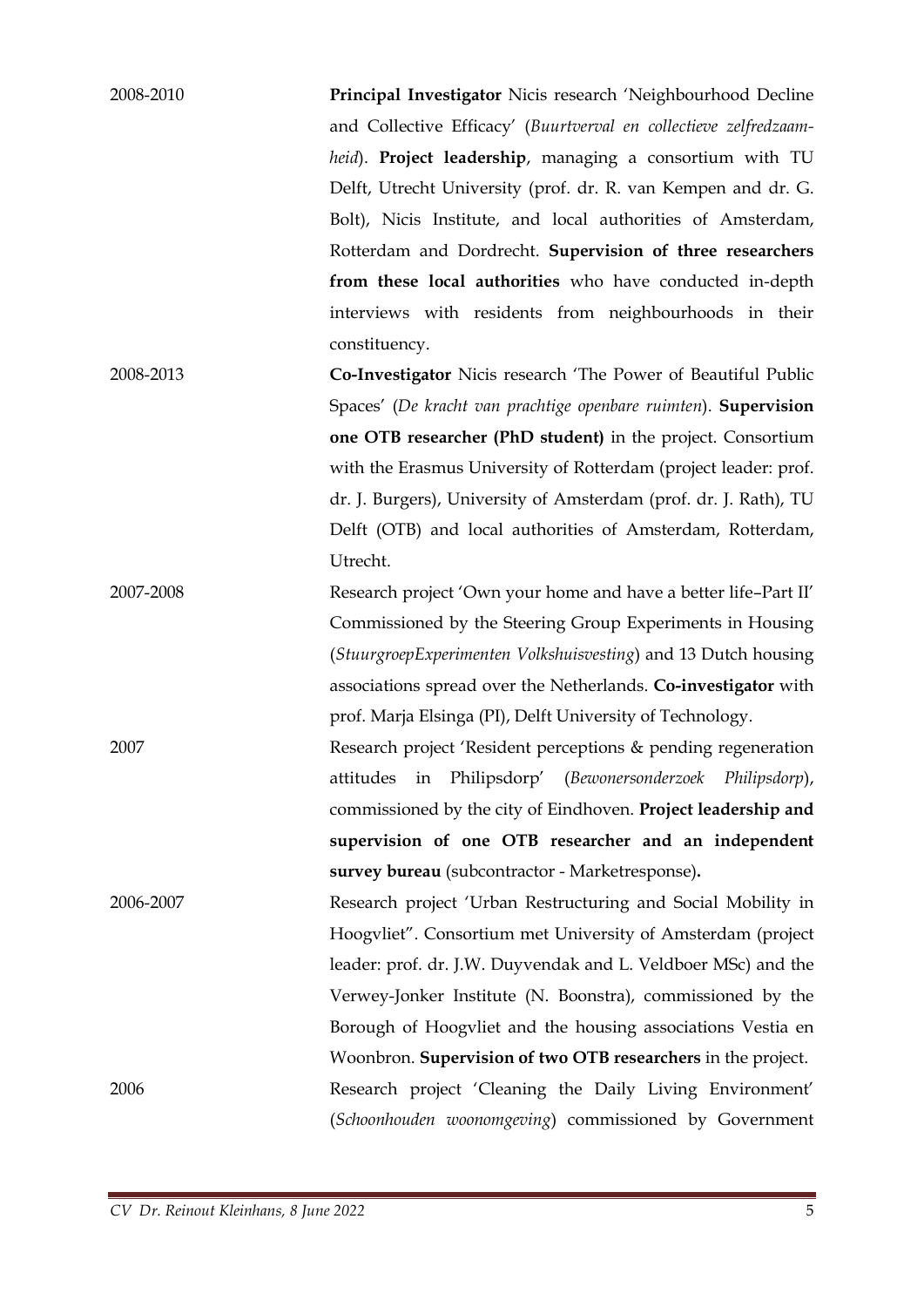2008-2010 **Principal Investigator** Nicis research 'Neighbourhood Decline and Collective Efficacy' (*Buurtverval en collectieve zelfredzaamheid*). **Project leadership**, managing a consortium with TU Delft, Utrecht University (prof. dr. R. van Kempen and dr. G. Bolt), Nicis Institute, and local authorities of Amsterdam, Rotterdam and Dordrecht. **Supervision of three researchers from these local authorities** who have conducted in-depth interviews with residents from neighbourhoods in their constituency.

2008-2013 **Co-Investigator** Nicis research 'The Power of Beautiful Public Spaces' (*De kracht van prachtige openbare ruimten*). **Supervision one OTB researcher (PhD student)** in the project. Consortium with the Erasmus University of Rotterdam (project leader: prof. dr. J. Burgers), University of Amsterdam (prof. dr. J. Rath), TU Delft (OTB) and local authorities of Amsterdam, Rotterdam, Utrecht.

2007-2008 Research project 'Own your home and have a better life–Part II' Commissioned by the Steering Group Experiments in Housing (*StuurgroepExperimenten Volkshuisvesting*) and 13 Dutch housing associations spread over the Netherlands. **Co-investigator** with prof. Marja Elsinga (PI), Delft University of Technology.

2007 Research project 'Resident perceptions & pending regeneration attitudes in Philipsdorp' (*Bewonersonderzoek Philipsdorp*), commissioned by the city of Eindhoven. **Project leadership and supervision of one OTB researcher and an independent survey bureau** (subcontractor - Marketresponse)**.**

2006-2007 Research project 'Urban Restructuring and Social Mobility in Hoogvliet". Consortium met University of Amsterdam (project leader: prof. dr. J.W. Duyvendak and L. Veldboer MSc) and the Verwey-Jonker Institute (N. Boonstra), commissioned by the Borough of Hoogvliet and the housing associations Vestia en Woonbron. **Supervision of two OTB researchers** in the project.

2006 Research project 'Cleaning the Daily Living Environment' (*Schoonhouden woonomgeving*) commissioned by Government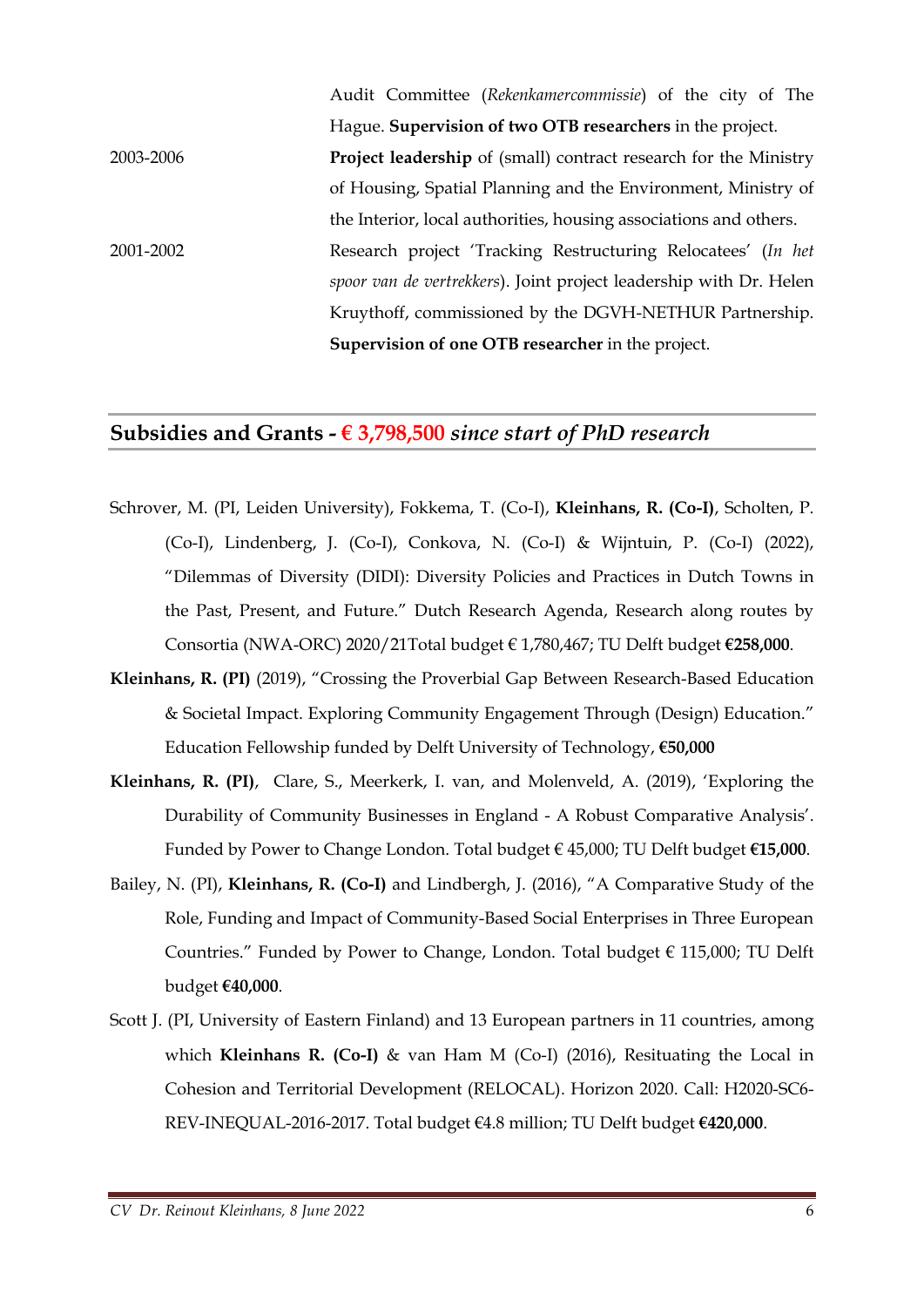| | |
|---|---|
| | Audit Committee (*Rekenkamercommissie*) of the city of The Hague. **Supervision of two OTB researchers** in the project. |
| 2003-2006 | **Project leadership** of (small) contract research for the Ministry of Housing, Spatial Planning and the Environment, Ministry of the Interior, local authorities, housing associations and others. |
| 2001-2002 | Research project 'Tracking Restructuring Relocatees' (*In het spoor van de vertrekkers*). Joint project leadership with Dr. Helen Kruythoff, commissioned by the DGVH-NETHUR Partnership. **Supervision of one OTB researcher** in the project. |

## Subsidies and Grants - € 3,798,500 *since start of PhD research*

Schrover, M. (PI, Leiden University), Fokkema, T. (Co-I), **Kleinhans, R. (Co-I)**, Scholten, P. (Co-I), Lindenberg, J. (Co-I), Conkova, N. (Co-I) & Wijntuin, P. (Co-I) (2022), "Dilemmas of Diversity (DIDI): Diversity Policies and Practices in Dutch Towns in the Past, Present, and Future." Dutch Research Agenda, Research along routes by Consortia (NWA-ORC) 2020/21Total budget € 1,780,467; TU Delft budget **€258,000**.

**Kleinhans, R. (PI)** (2019), "Crossing the Proverbial Gap Between Research-Based Education & Societal Impact. Exploring Community Engagement Through (Design) Education." Education Fellowship funded by Delft University of Technology, **€50,000**

**Kleinhans, R. (PI)**, Clare, S., Meerkerk, I. van, and Molenveld, A. (2019), 'Exploring the Durability of Community Businesses in England - A Robust Comparative Analysis'. Funded by Power to Change London. Total budget € 45,000; TU Delft budget **€15,000**.

Bailey, N. (PI), **Kleinhans, R. (Co-I)** and Lindbergh, J. (2016), "A Comparative Study of the Role, Funding and Impact of Community-Based Social Enterprises in Three European Countries." Funded by Power to Change, London. Total budget € 115,000; TU Delft budget **€40,000**.

Scott J. (PI, University of Eastern Finland) and 13 European partners in 11 countries, among which **Kleinhans R. (Co-I)** & van Ham M (Co-I) (2016), Resituating the Local in Cohesion and Territorial Development (RELOCAL). Horizon 2020. Call: H2020-SC6-REV-INEQUAL-2016-2017. Total budget €4.8 million; TU Delft budget **€420,000**.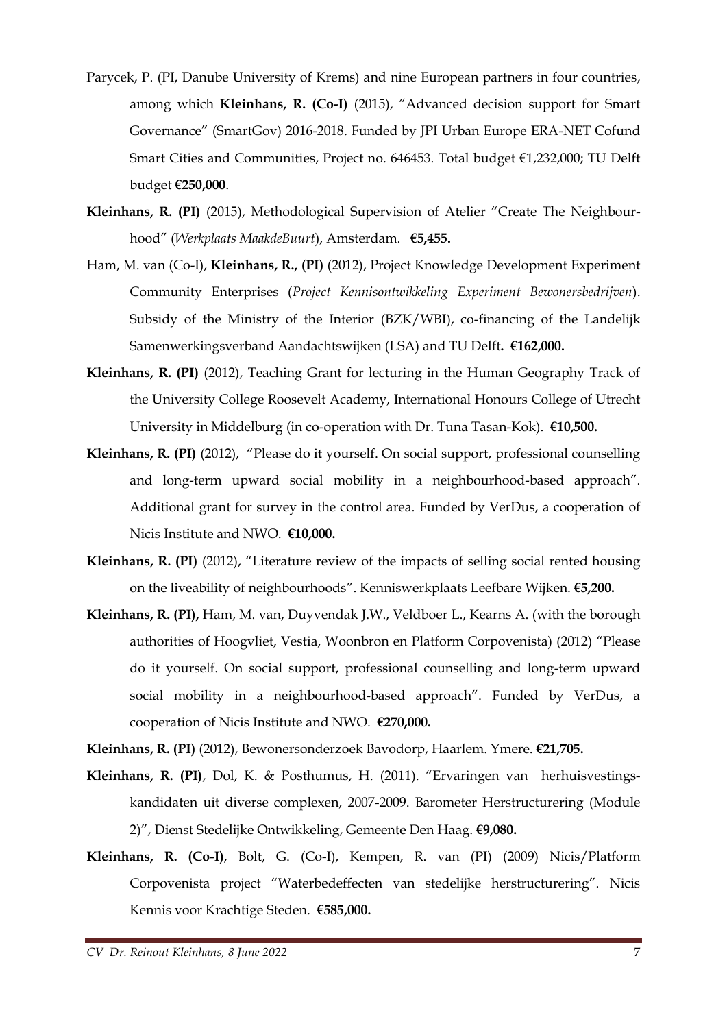Parycek, P. (PI, Danube University of Krems) and nine European partners in four countries, among which **Kleinhans, R. (Co-I)** (2015), "Advanced decision support for Smart Governance" (SmartGov) 2016-2018. Funded by JPI Urban Europe ERA-NET Cofund Smart Cities and Communities, Project no. 646453. Total budget €1,232,000; TU Delft budget **€250,000**.

**Kleinhans, R. (PI)** (2015), Methodological Supervision of Atelier "Create The Neighbourhood" (*Werkplaats MaakdeBuurt*), Amsterdam. **€5,455.**

Ham, M. van (Co-I), **Kleinhans, R., (PI)** (2012), Project Knowledge Development Experiment Community Enterprises (*Project Kennisontwikkeling Experiment Bewonersbedrijven*). Subsidy of the Ministry of the Interior (BZK/WBI), co-financing of the Landelijk Samenwerkingsverband Aandachtswijken (LSA) and TU Delft**. €162,000.**

**Kleinhans, R. (PI)** (2012), Teaching Grant for lecturing in the Human Geography Track of the University College Roosevelt Academy, International Honours College of Utrecht University in Middelburg (in co-operation with Dr. Tuna Tasan-Kok). **€10,500.**

**Kleinhans, R. (PI)** (2012), "Please do it yourself. On social support, professional counselling and long-term upward social mobility in a neighbourhood-based approach". Additional grant for survey in the control area. Funded by VerDus, a cooperation of Nicis Institute and NWO. **€10,000.**

**Kleinhans, R. (PI)** (2012), "Literature review of the impacts of selling social rented housing on the liveability of neighbourhoods". Kenniswerkplaats Leefbare Wijken. **€5,200.**

**Kleinhans, R. (PI),** Ham, M. van, Duyvendak J.W., Veldboer L., Kearns A. (with the borough authorities of Hoogvliet, Vestia, Woonbron en Platform Corpovenista) (2012) "Please do it yourself. On social support, professional counselling and long-term upward social mobility in a neighbourhood-based approach". Funded by VerDus, a cooperation of Nicis Institute and NWO. **€270,000.**

**Kleinhans, R. (PI)** (2012), Bewonersonderzoek Bavodorp, Haarlem. Ymere. **€21,705.**

**Kleinhans, R. (PI)**, Dol, K. & Posthumus, H. (2011). "Ervaringen van herhuisvestingskandidaten uit diverse complexen, 2007-2009. Barometer Herstructurering (Module 2)", Dienst Stedelijke Ontwikkeling, Gemeente Den Haag. **€9,080.**

**Kleinhans, R. (Co-I)**, Bolt, G. (Co-I), Kempen, R. van (PI) (2009) Nicis/Platform Corpovenista project "Waterbedeffecten van stedelijke herstructurering". Nicis Kennis voor Krachtige Steden. **€585,000.**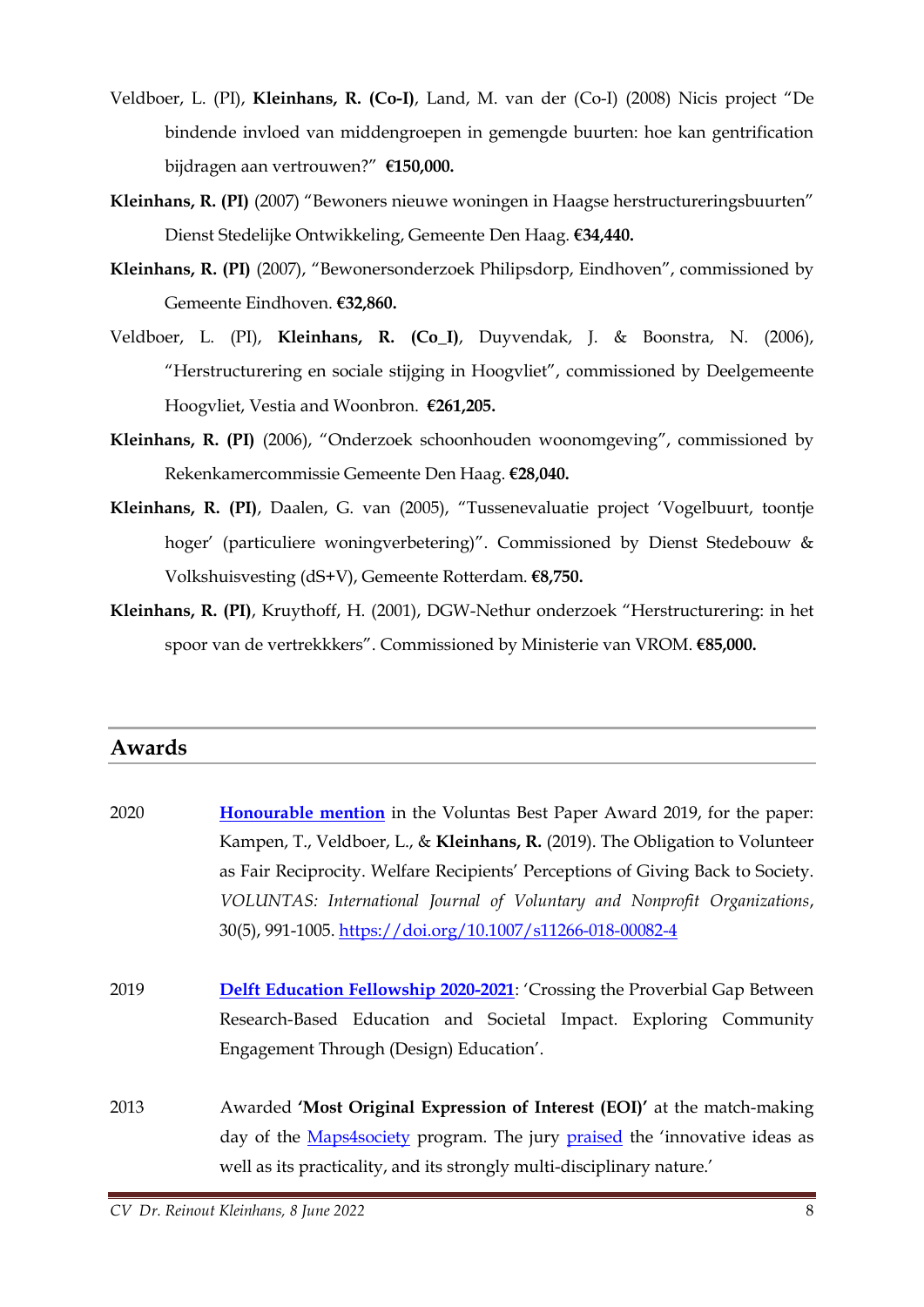Veldboer, L. (PI), **Kleinhans, R. (Co-I)**, Land, M. van der (Co-I) (2008) Nicis project "De bindende invloed van middengroepen in gemengde buurten: hoe kan gentrification bijdragen aan vertrouwen?" **€150,000.**

**Kleinhans, R. (PI)** (2007) "Bewoners nieuwe woningen in Haagse herstructureringsbuurten" Dienst Stedelijke Ontwikkeling, Gemeente Den Haag. **€34,440.**

**Kleinhans, R. (PI)** (2007), "Bewonersonderzoek Philipsdorp, Eindhoven", commissioned by Gemeente Eindhoven. **€32,860.**

Veldboer, L. (PI), **Kleinhans, R. (Co_I)**, Duyvendak, J. & Boonstra, N. (2006), "Herstructurering en sociale stijging in Hoogvliet", commissioned by Deelgemeente Hoogvliet, Vestia and Woonbron. **€261,205.**

**Kleinhans, R. (PI)** (2006), "Onderzoek schoonhouden woonomgeving", commissioned by Rekenkamercommissie Gemeente Den Haag. **€28,040.**

**Kleinhans, R. (PI)**, Daalen, G. van (2005), "Tussenevaluatie project 'Vogelbuurt, toontje hoger' (particuliere woningverbetering)". Commissioned by Dienst Stedebouw & Volkshuisvesting (dS+V), Gemeente Rotterdam. **€8,750.**

**Kleinhans, R. (PI)**, Kruythoff, H. (2001), DGW-Nethur onderzoek "Herstructurering: in het spoor van de vertrekkers". Commissioned by Ministerie van VROM. **€85,000.**

## Awards

2020 **Honourable mention** in the Voluntas Best Paper Award 2019, for the paper: Kampen, T., Veldboer, L., & **Kleinhans, R.** (2019). The Obligation to Volunteer as Fair Reciprocity. Welfare Recipients' Perceptions of Giving Back to Society. *VOLUNTAS: International Journal of Voluntary and Nonprofit Organizations*, 30(5), 991-1005. https://doi.org/10.1007/s11266-018-00082-4

2019 **Delft Education Fellowship 2020-2021**: 'Crossing the Proverbial Gap Between Research-Based Education and Societal Impact. Exploring Community Engagement Through (Design) Education'.

2013 Awarded **'Most Original Expression of Interest (EOI)'** at the match-making day of the Maps4society program. The jury praised the 'innovative ideas as well as its practicality, and its strongly multi-disciplinary nature.'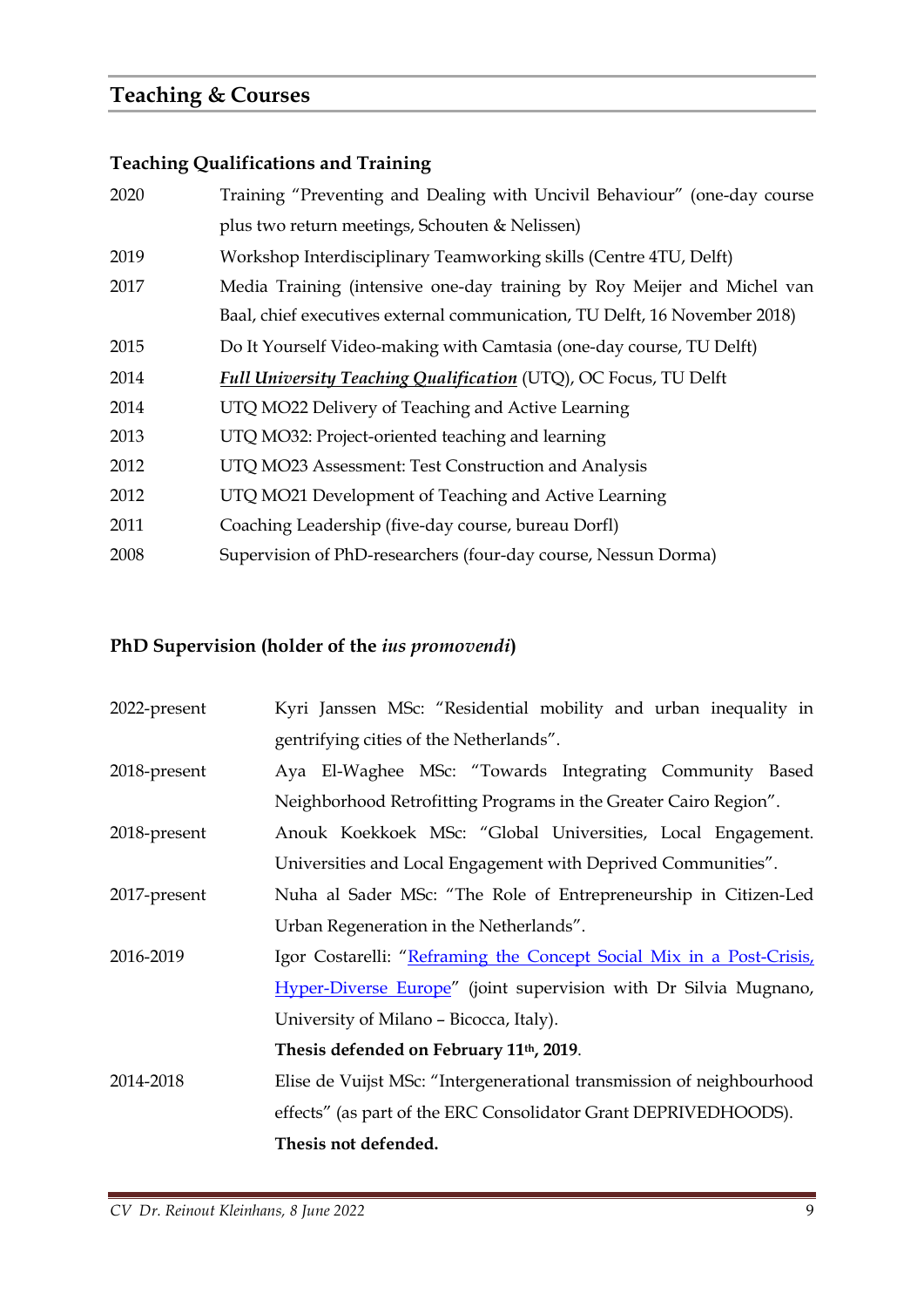## Teaching & Courses

### Teaching Qualifications and Training

| | |
|---|---|
| 2020 | Training "Preventing and Dealing with Uncivil Behaviour" (one-day course plus two return meetings, Schouten & Nelissen) |
| 2019 | Workshop Interdisciplinary Teamworking skills (Centre 4TU, Delft) |
| 2017 | Media Training (intensive one-day training by Roy Meijer and Michel van Baal, chief executives external communication, TU Delft, 16 November 2018) |
| 2015 | Do It Yourself Video-making with Camtasia (one-day course, TU Delft) |
| 2014 | ***Full University Teaching Qualification*** (UTQ), OC Focus, TU Delft |
| 2014 | UTQ MO22 Delivery of Teaching and Active Learning |
| 2013 | UTQ MO32: Project-oriented teaching and learning |
| 2012 | UTQ MO23 Assessment: Test Construction and Analysis |
| 2012 | UTQ MO21 Development of Teaching and Active Learning |
| 2011 | Coaching Leadership (five-day course, bureau Dorfl) |
| 2008 | Supervision of PhD-researchers (four-day course, Nessun Dorma) |

### PhD Supervision (holder of the *ius promovendi*)

| | |
|---|---|
| 2022-present | Kyri Janssen MSc: "Residential mobility and urban inequality in gentrifying cities of the Netherlands". |
| 2018-present | Aya El-Waghee MSc: "Towards Integrating Community Based Neighborhood Retrofitting Programs in the Greater Cairo Region". |
| 2018-present | Anouk Koekkoek MSc: "Global Universities, Local Engagement. Universities and Local Engagement with Deprived Communities". |
| 2017-present | Nuha al Sader MSc: "The Role of Entrepreneurship in Citizen-Led Urban Regeneration in the Netherlands". |
| 2016-2019 | Igor Costarelli: "Reframing the Concept Social Mix in a Post-Crisis, Hyper-Diverse Europe" (joint supervision with Dr Silvia Mugnano, University of Milano – Bicocca, Italy). **Thesis defended on February 11th, 2019**. |
| 2014-2018 | Elise de Vuijst MSc: "Intergenerational transmission of neighbourhood effects" (as part of the ERC Consolidator Grant DEPRIVEDHOODS). **Thesis not defended.** |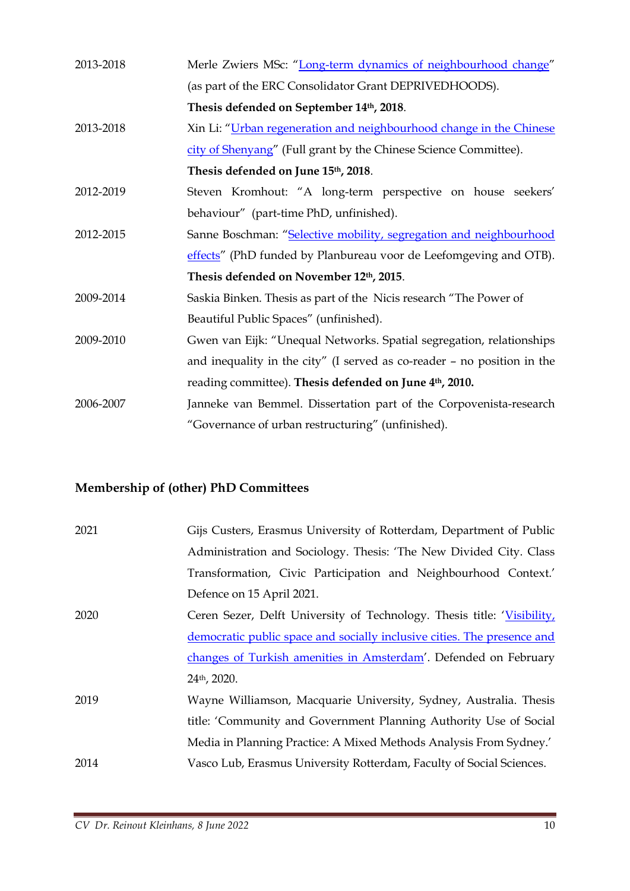2013-2018 Merle Zwiers MSc: "Long-term dynamics of neighbourhood change" (as part of the ERC Consolidator Grant DEPRIVEDHOODS). **Thesis defended on September 14th, 2018**.

2013-2018 Xin Li: "Urban regeneration and neighbourhood change in the Chinese city of Shenyang" (Full grant by the Chinese Science Committee). **Thesis defended on June 15th, 2018**.

2012-2019 Steven Kromhout: "A long-term perspective on house seekers' behaviour" (part-time PhD, unfinished).

2012-2015 Sanne Boschman: "Selective mobility, segregation and neighbourhood effects" (PhD funded by Planbureau voor de Leefomgeving and OTB). **Thesis defended on November 12th, 2015**.

2009-2014 Saskia Binken. Thesis as part of the Nicis research "The Power of Beautiful Public Spaces" (unfinished).

2009-2010 Gwen van Eijk: "Unequal Networks. Spatial segregation, relationships and inequality in the city" (I served as co-reader – no position in the reading committee). **Thesis defended on June 4th, 2010.**

2006-2007 Janneke van Bemmel. Dissertation part of the Corpovenista-research "Governance of urban restructuring" (unfinished).

## Membership of (other) PhD Committees

2021 Gijs Custers, Erasmus University of Rotterdam, Department of Public Administration and Sociology. Thesis: 'The New Divided City. Class Transformation, Civic Participation and Neighbourhood Context.' Defence on 15 April 2021.

2020 Ceren Sezer, Delft University of Technology. Thesis title: 'Visibility, democratic public space and socially inclusive cities. The presence and changes of Turkish amenities in Amsterdam'. Defended on February 24th, 2020.

2019 Wayne Williamson, Macquarie University, Sydney, Australia. Thesis title: 'Community and Government Planning Authority Use of Social Media in Planning Practice: A Mixed Methods Analysis From Sydney.'

2014 Vasco Lub, Erasmus University Rotterdam, Faculty of Social Sciences.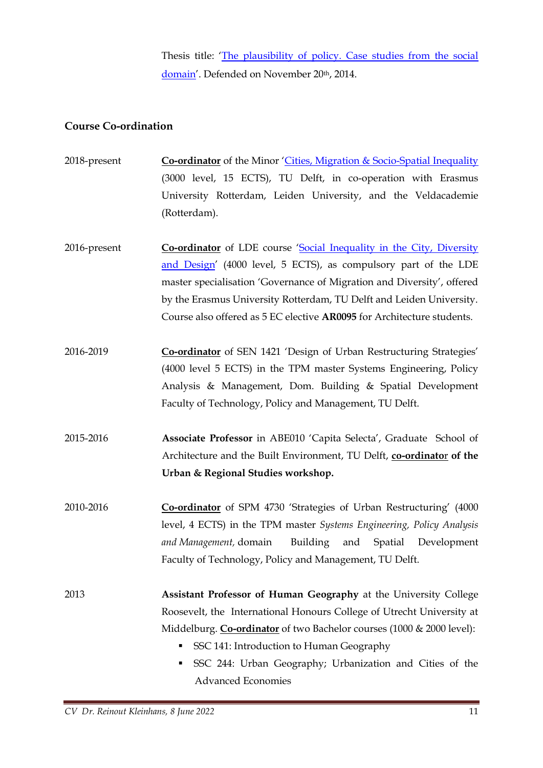Thesis title: 'The plausibility of policy. Case studies from the social domain'. Defended on November 20th, 2014.

## Course Co-ordination

2018-present — **Co-ordinator** of the Minor 'Cities, Migration & Socio-Spatial Inequality (3000 level, 15 ECTS), TU Delft, in co-operation with Erasmus University Rotterdam, Leiden University, and the Veldacademie (Rotterdam).

2016-present — **Co-ordinator** of LDE course 'Social Inequality in the City, Diversity and Design' (4000 level, 5 ECTS), as compulsory part of the LDE master specialisation 'Governance of Migration and Diversity', offered by the Erasmus University Rotterdam, TU Delft and Leiden University. Course also offered as 5 EC elective **AR0095** for Architecture students.

2016-2019 — **Co-ordinator** of SEN 1421 'Design of Urban Restructuring Strategies' (4000 level 5 ECTS) in the TPM master Systems Engineering, Policy Analysis & Management, Dom. Building & Spatial Development Faculty of Technology, Policy and Management, TU Delft.

2015-2016 — **Associate Professor** in ABE010 'Capita Selecta', Graduate School of Architecture and the Built Environment, TU Delft, **co-ordinator of the Urban & Regional Studies workshop.**

2010-2016 — **Co-ordinator** of SPM 4730 'Strategies of Urban Restructuring' (4000 level, 4 ECTS) in the TPM master *Systems Engineering, Policy Analysis and Management,* domain Building and Spatial Development Faculty of Technology, Policy and Management, TU Delft.

2013 — **Assistant Professor of Human Geography** at the University College Roosevelt, the International Honours College of Utrecht University at Middelburg. **Co-ordinator** of two Bachelor courses (1000 & 2000 level):

- SSC 141: Introduction to Human Geography
- SSC 244: Urban Geography; Urbanization and Cities of the Advanced Economies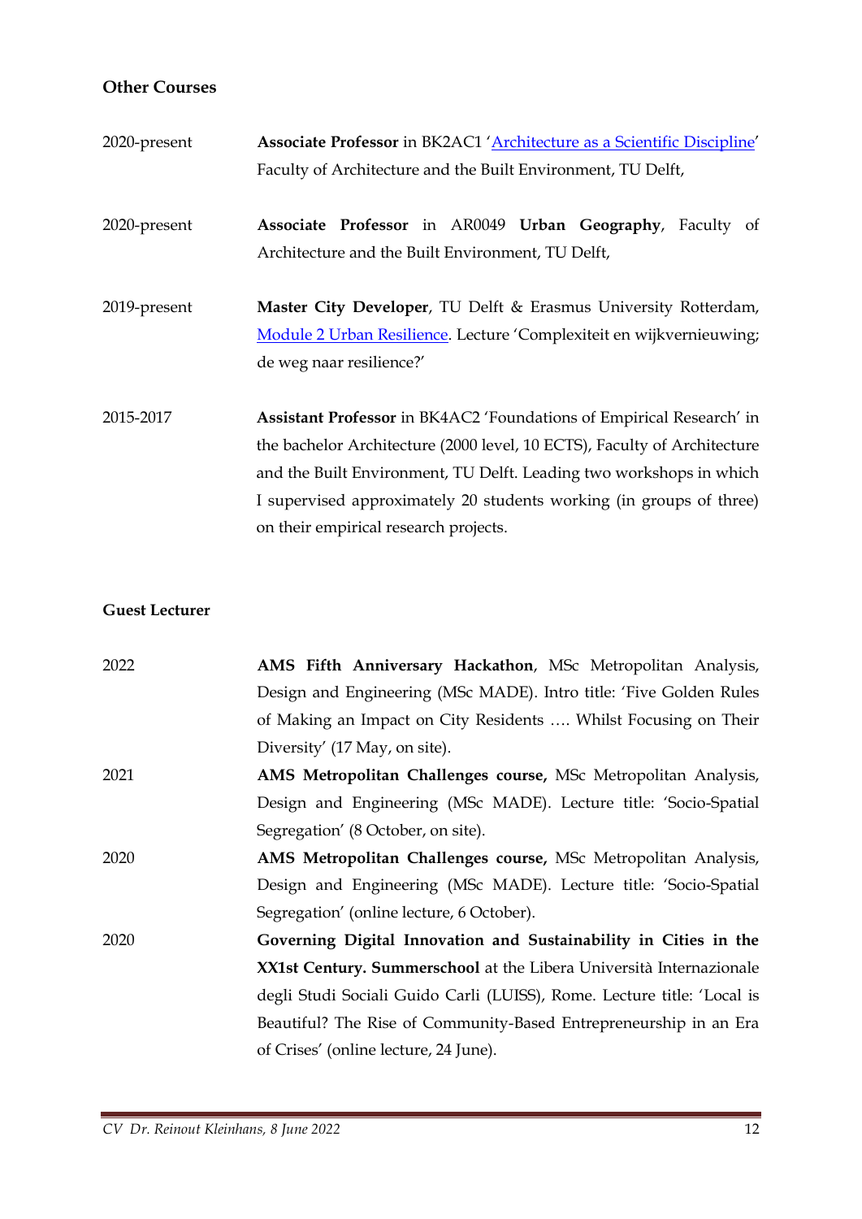### Other Courses

2020-present **Associate Professor** in BK2AC1 'Architecture as a Scientific Discipline' Faculty of Architecture and the Built Environment, TU Delft,

2020-present **Associate Professor** in AR0049 **Urban Geography**, Faculty of Architecture and the Built Environment, TU Delft,

2019-present **Master City Developer**, TU Delft & Erasmus University Rotterdam, Module 2 Urban Resilience. Lecture 'Complexiteit en wijkvernieuwing; de weg naar resilience?'

2015-2017 **Assistant Professor** in BK4AC2 'Foundations of Empirical Research' in the bachelor Architecture (2000 level, 10 ECTS), Faculty of Architecture and the Built Environment, TU Delft. Leading two workshops in which I supervised approximately 20 students working (in groups of three) on their empirical research projects.

### Guest Lecturer

2022 **AMS Fifth Anniversary Hackathon**, MSc Metropolitan Analysis, Design and Engineering (MSc MADE). Intro title: 'Five Golden Rules of Making an Impact on City Residents …. Whilst Focusing on Their Diversity' (17 May, on site).

2021 **AMS Metropolitan Challenges course,** MSc Metropolitan Analysis, Design and Engineering (MSc MADE). Lecture title: 'Socio-Spatial Segregation' (8 October, on site).

2020 **AMS Metropolitan Challenges course,** MSc Metropolitan Analysis, Design and Engineering (MSc MADE). Lecture title: 'Socio-Spatial Segregation' (online lecture, 6 October).

2020 **Governing Digital Innovation and Sustainability in Cities in the XX1st Century. Summerschool** at the Libera Università Internazionale degli Studi Sociali Guido Carli (LUISS), Rome. Lecture title: 'Local is Beautiful? The Rise of Community-Based Entrepreneurship in an Era of Crises' (online lecture, 24 June).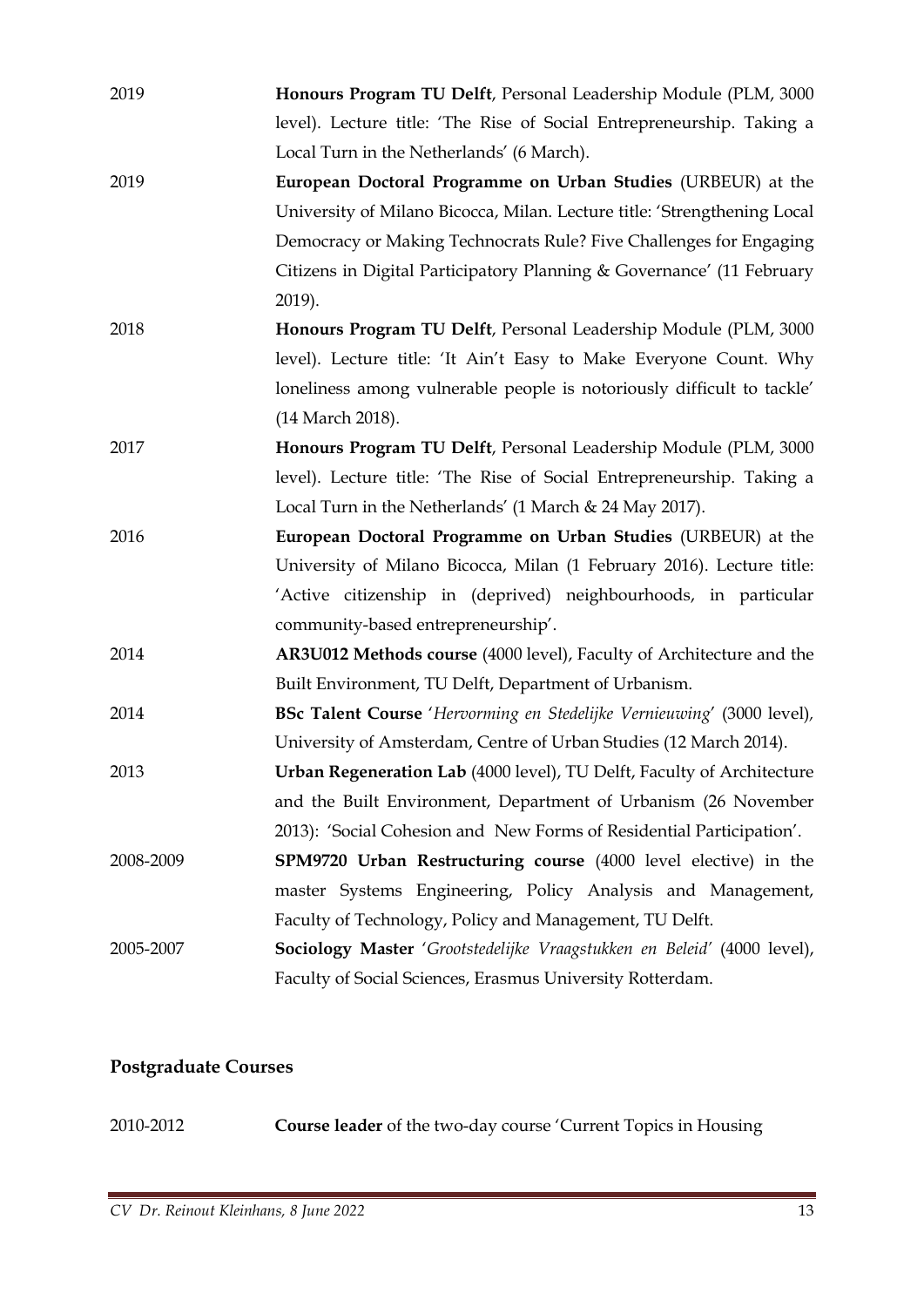2019 **Honours Program TU Delft**, Personal Leadership Module (PLM, 3000 level). Lecture title: 'The Rise of Social Entrepreneurship. Taking a Local Turn in the Netherlands' (6 March).

2019 **European Doctoral Programme on Urban Studies** (URBEUR) at the University of Milano Bicocca, Milan. Lecture title: 'Strengthening Local Democracy or Making Technocrats Rule? Five Challenges for Engaging Citizens in Digital Participatory Planning & Governance' (11 February 2019).

2018 **Honours Program TU Delft**, Personal Leadership Module (PLM, 3000 level). Lecture title: 'It Ain't Easy to Make Everyone Count. Why loneliness among vulnerable people is notoriously difficult to tackle' (14 March 2018).

2017 **Honours Program TU Delft**, Personal Leadership Module (PLM, 3000 level). Lecture title: 'The Rise of Social Entrepreneurship. Taking a Local Turn in the Netherlands' (1 March & 24 May 2017).

2016 **European Doctoral Programme on Urban Studies** (URBEUR) at the University of Milano Bicocca, Milan (1 February 2016). Lecture title: 'Active citizenship in (deprived) neighbourhoods, in particular community-based entrepreneurship'.

2014 **AR3U012 Methods course** (4000 level), Faculty of Architecture and the Built Environment, TU Delft, Department of Urbanism.

2014 **BSc Talent Course** '*Hervorming en Stedelijke Vernieuwing*' (3000 level), University of Amsterdam, Centre of Urban Studies (12 March 2014).

2013 **Urban Regeneration Lab** (4000 level), TU Delft, Faculty of Architecture and the Built Environment, Department of Urbanism (26 November 2013): 'Social Cohesion and New Forms of Residential Participation'.

2008-2009 **SPM9720 Urban Restructuring course** (4000 level elective) in the master Systems Engineering, Policy Analysis and Management, Faculty of Technology, Policy and Management, TU Delft.

2005-2007 **Sociology Master** '*Grootstedelijke Vraagstukken en Beleid*' (4000 level), Faculty of Social Sciences, Erasmus University Rotterdam.

## Postgraduate Courses

2010-2012 **Course leader** of the two-day course 'Current Topics in Housing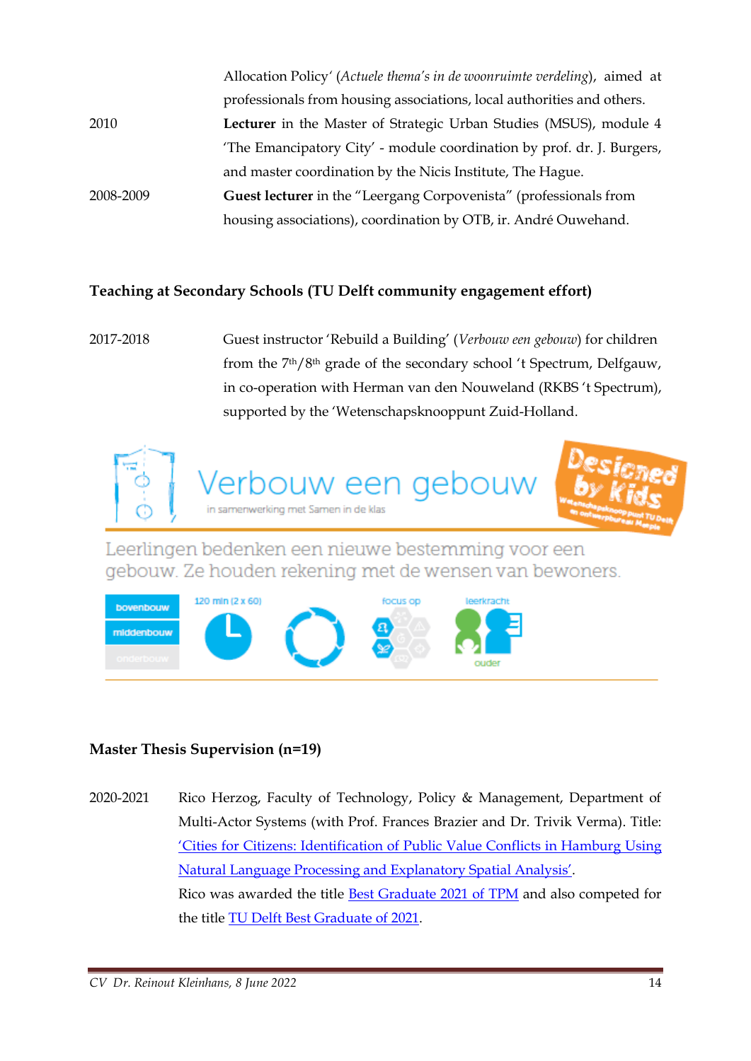| | |
|---|---|
| | Allocation Policy' (*Actuele thema's in de woonruimte verdeling*), aimed at professionals from housing associations, local authorities and others. |
| 2010 | **Lecturer** in the Master of Strategic Urban Studies (MSUS), module 4 'The Emancipatory City' - module coordination by prof. dr. J. Burgers, and master coordination by the Nicis Institute, The Hague. |
| 2008-2009 | **Guest lecturer** in the "Leergang Corpovenista" (professionals from housing associations), coordination by OTB, ir. André Ouwehand. |

### Teaching at Secondary Schools (TU Delft community engagement effort)

| | |
|---|---|
| 2017-2018 | Guest instructor 'Rebuild a Building' (*Verbouw een gebouw*) for children from the 7th/8th grade of the secondary school 't Spectrum, Delfgauw, in co-operation with Herman van den Nouweland (RKBS 't Spectrum), supported by the 'Wetenschapsknooppunt Zuid-Holland. |

Verbouw een gebouw
in samenwerking met Samen in de klas

Designed by Kids
Wetenschapsknooppunt TU Delft en ontwerpbureau Mapie

Leerlingen bedenken een nieuwe bestemming voor een gebouw. Ze houden rekening met de wensen van bewoners.

bovenbouw
middenbouw
onderbouw

120 min (2 x 60)

focus op

leerkracht
ouder

### Master Thesis Supervision (n=19)

| | |
|---|---|
| 2020-2021 | Rico Herzog, Faculty of Technology, Policy & Management, Department of Multi-Actor Systems (with Prof. Frances Brazier and Dr. Trivik Verma). Title: 'Cities for Citizens: Identification of Public Value Conflicts in Hamburg Using Natural Language Processing and Explanatory Spatial Analysis'. Rico was awarded the title Best Graduate 2021 of TPM and also competed for the title TU Delft Best Graduate of 2021. |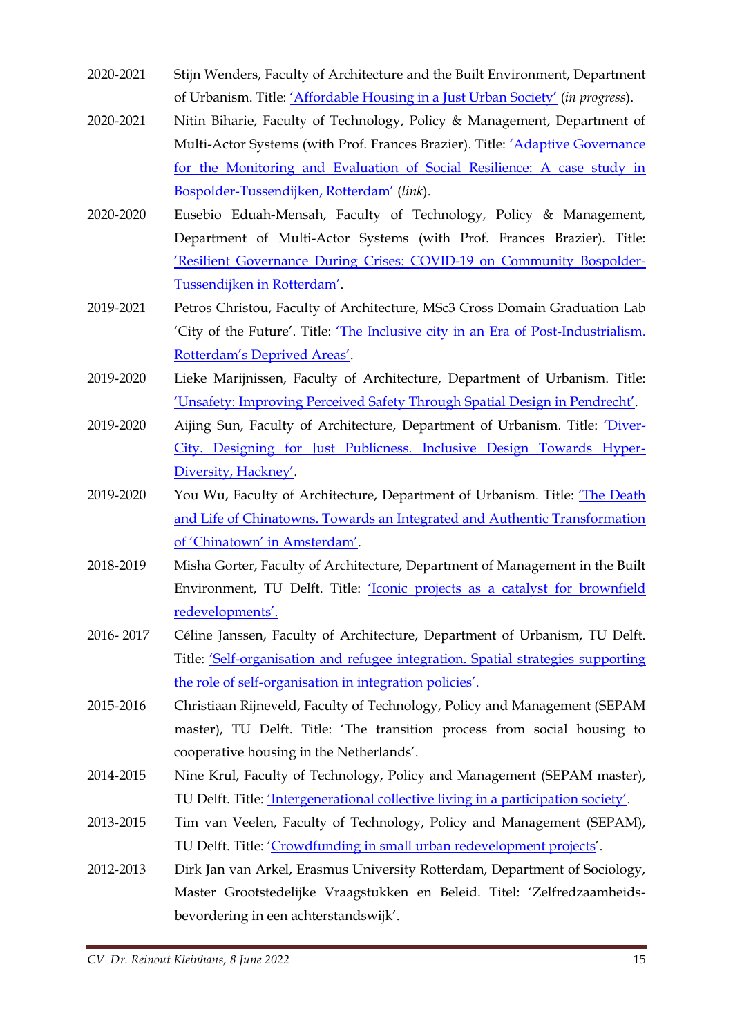2020-2021 Stijn Wenders, Faculty of Architecture and the Built Environment, Department of Urbanism. Title: 'Affordable Housing in a Just Urban Society' (*in progress*).

2020-2021 Nitin Biharie, Faculty of Technology, Policy & Management, Department of Multi-Actor Systems (with Prof. Frances Brazier). Title: 'Adaptive Governance for the Monitoring and Evaluation of Social Resilience: A case study in Bospolder-Tussendijken, Rotterdam' (*link*).

2020-2020 Eusebio Eduah-Mensah, Faculty of Technology, Policy & Management, Department of Multi-Actor Systems (with Prof. Frances Brazier). Title: 'Resilient Governance During Crises: COVID-19 on Community Bospolder-Tussendijken in Rotterdam'.

2019-2021 Petros Christou, Faculty of Architecture, MSc3 Cross Domain Graduation Lab 'City of the Future'. Title: 'The Inclusive city in an Era of Post-Industrialism. Rotterdam's Deprived Areas'.

2019-2020 Lieke Marijnissen, Faculty of Architecture, Department of Urbanism. Title: 'Unsafety: Improving Perceived Safety Through Spatial Design in Pendrecht'.

2019-2020 Aijing Sun, Faculty of Architecture, Department of Urbanism. Title: 'Diver-City. Designing for Just Publicness. Inclusive Design Towards Hyper-Diversity, Hackney'.

2019-2020 You Wu, Faculty of Architecture, Department of Urbanism. Title: 'The Death and Life of Chinatowns. Towards an Integrated and Authentic Transformation of 'Chinatown' in Amsterdam'.

2018-2019 Misha Gorter, Faculty of Architecture, Department of Management in the Built Environment, TU Delft. Title: 'Iconic projects as a catalyst for brownfield redevelopments'.

2016- 2017 Céline Janssen, Faculty of Architecture, Department of Urbanism, TU Delft. Title: 'Self-organisation and refugee integration. Spatial strategies supporting the role of self-organisation in integration policies'.

2015-2016 Christiaan Rijneveld, Faculty of Technology, Policy and Management (SEPAM master), TU Delft. Title: 'The transition process from social housing to cooperative housing in the Netherlands'.

2014-2015 Nine Krul, Faculty of Technology, Policy and Management (SEPAM master), TU Delft. Title: 'Intergenerational collective living in a participation society'.

2013-2015 Tim van Veelen, Faculty of Technology, Policy and Management (SEPAM), TU Delft. Title: 'Crowdfunding in small urban redevelopment projects'.

2012-2013 Dirk Jan van Arkel, Erasmus University Rotterdam, Department of Sociology, Master Grootstedelijke Vraagstukken en Beleid. Titel: 'Zelfredzaamheids-bevordering in een achterstandswijk'.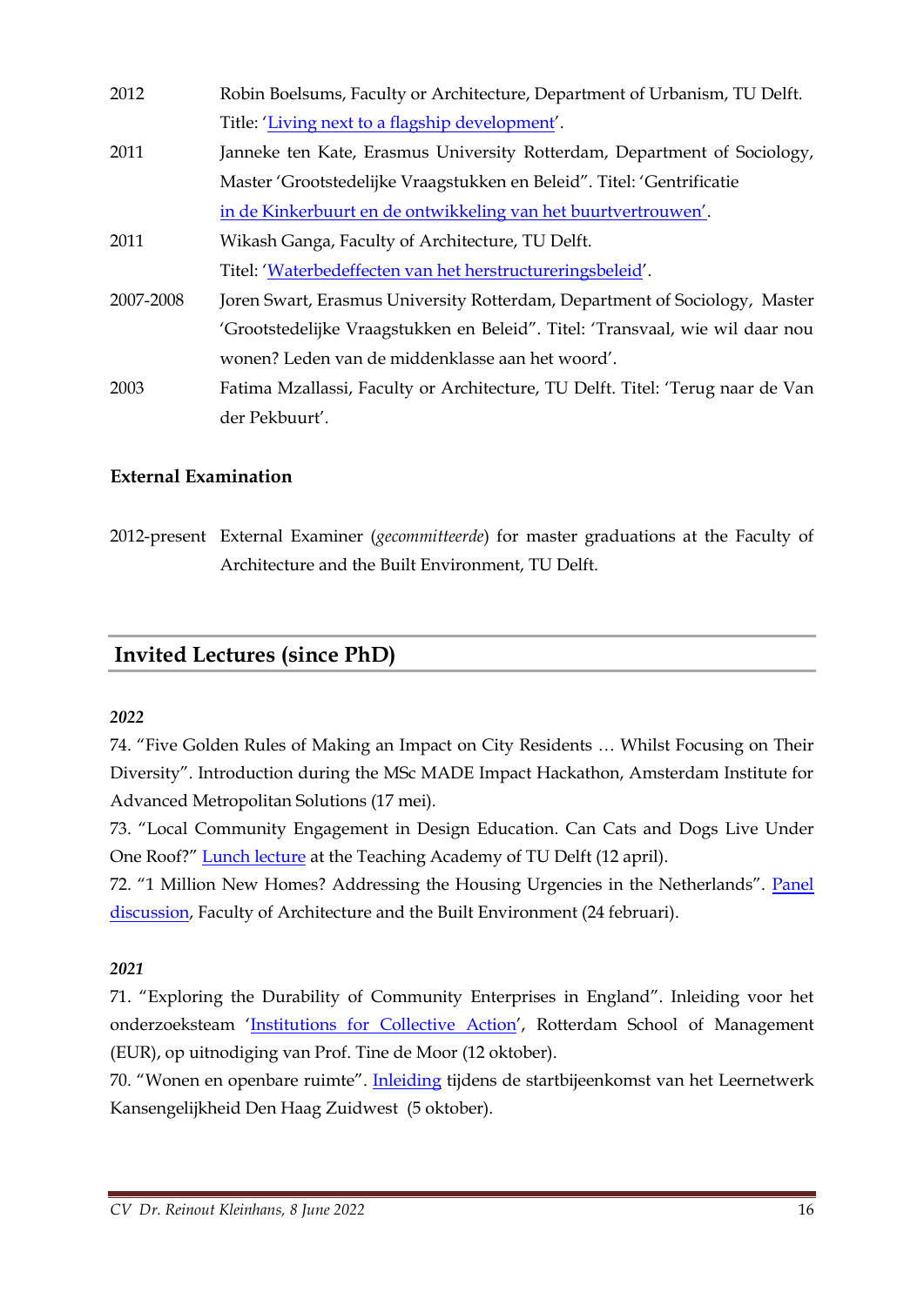2012 Robin Boelsums, Faculty or Architecture, Department of Urbanism, TU Delft. Title: 'Living next to a flagship development'.

2011 Janneke ten Kate, Erasmus University Rotterdam, Department of Sociology, Master 'Grootstedelijke Vraagstukken en Beleid". Titel: 'Gentrificatie in de Kinkerbuurt en de ontwikkeling van het buurtvertrouwen'.

2011 Wikash Ganga, Faculty of Architecture, TU Delft. Titel: 'Waterbedeffecten van het herstructureringsbeleid'.

2007-2008 Joren Swart, Erasmus University Rotterdam, Department of Sociology, Master 'Grootstedelijke Vraagstukken en Beleid". Titel: 'Transvaal, wie wil daar nou wonen? Leden van de middenklasse aan het woord'.

2003 Fatima Mzallassi, Faculty or Architecture, TU Delft. Titel: 'Terug naar de Van der Pekbuurt'.

### External Examination

2012-present External Examiner (*gecommitteerde*) for master graduations at the Faculty of Architecture and the Built Environment, TU Delft.

## Invited Lectures (since PhD)

***2022***

74. "Five Golden Rules of Making an Impact on City Residents … Whilst Focusing on Their Diversity". Introduction during the MSc MADE Impact Hackathon, Amsterdam Institute for Advanced Metropolitan Solutions (17 mei).

73. "Local Community Engagement in Design Education. Can Cats and Dogs Live Under One Roof?" Lunch lecture at the Teaching Academy of TU Delft (12 april).

72. "1 Million New Homes? Addressing the Housing Urgencies in the Netherlands". Panel discussion, Faculty of Architecture and the Built Environment (24 februari).

***2021***

71. "Exploring the Durability of Community Enterprises in England". Inleiding voor het onderzoeksteam 'Institutions for Collective Action', Rotterdam School of Management (EUR), op uitnodiging van Prof. Tine de Moor (12 oktober).

70. "Wonen en openbare ruimte". Inleiding tijdens de startbijeenkomst van het Leernetwerk Kansengelijkheid Den Haag Zuidwest (5 oktober).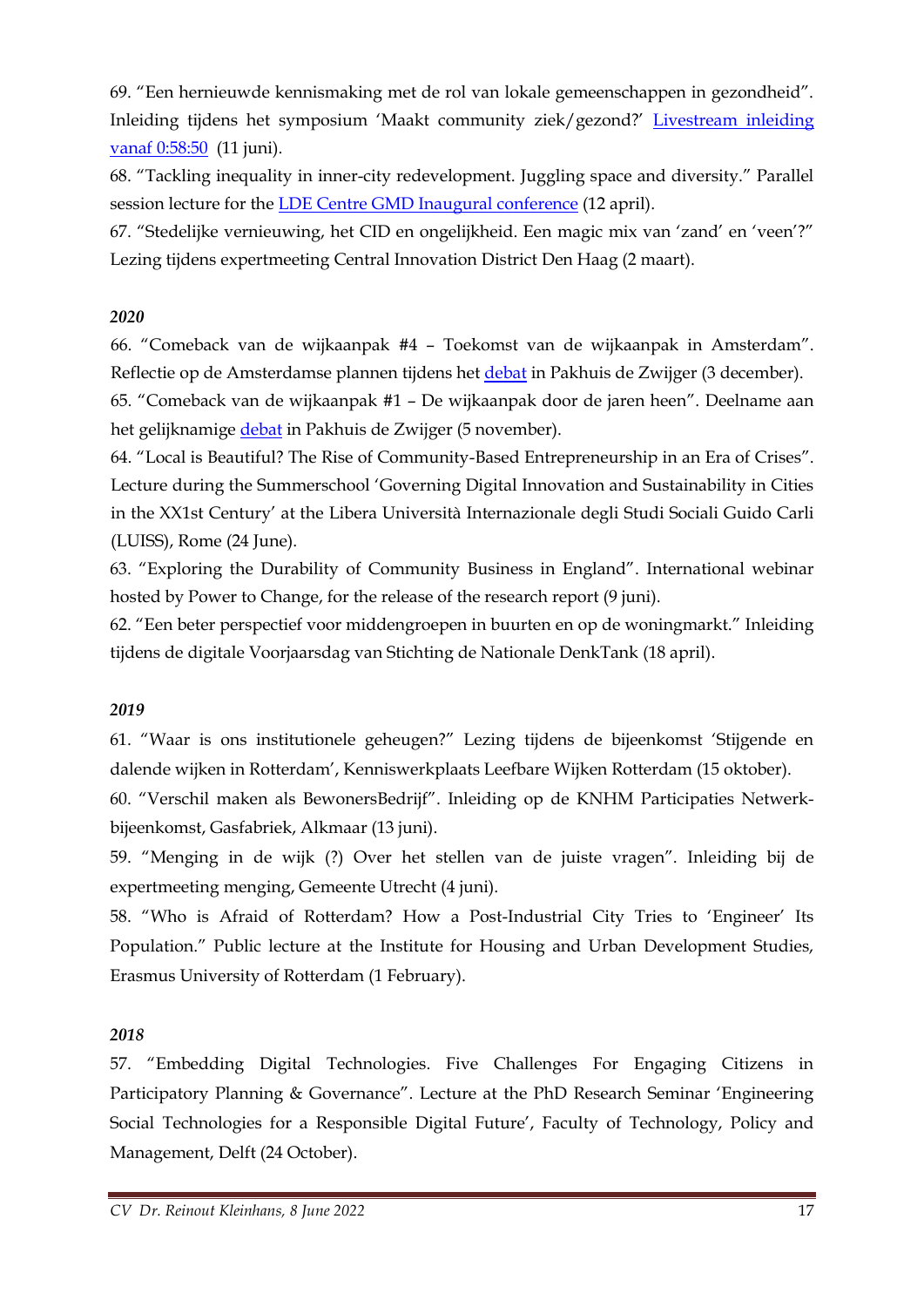69. "Een hernieuwde kennismaking met de rol van lokale gemeenschappen in gezondheid". Inleiding tijdens het symposium 'Maakt community ziek/gezond?' [Livestream inleiding vanaf 0:58:50] (11 juni).

68. "Tackling inequality in inner-city redevelopment. Juggling space and diversity." Parallel session lecture for the [LDE Centre GMD Inaugural conference] (12 april).

67. "Stedelijke vernieuwing, het CID en ongelijkheid. Een magic mix van 'zand' en 'veen'?" Lezing tijdens expertmeeting Central Innovation District Den Haag (2 maart).

***2020***

66. "Comeback van de wijkaanpak #4 – Toekomst van de wijkaanpak in Amsterdam". Reflectie op de Amsterdamse plannen tijdens het [debat] in Pakhuis de Zwijger (3 december).

65. "Comeback van de wijkaanpak #1 – De wijkaanpak door de jaren heen". Deelname aan het gelijknamige [debat] in Pakhuis de Zwijger (5 november).

64. "Local is Beautiful? The Rise of Community-Based Entrepreneurship in an Era of Crises". Lecture during the Summerschool 'Governing Digital Innovation and Sustainability in Cities in the XX1st Century' at the Libera Università Internazionale degli Studi Sociali Guido Carli (LUISS), Rome (24 June).

63. "Exploring the Durability of Community Business in England". International webinar hosted by Power to Change, for the release of the research report (9 juni).

62. "Een beter perspectief voor middengroepen in buurten en op de woningmarkt." Inleiding tijdens de digitale Voorjaarsdag van Stichting de Nationale DenkTank (18 april).

***2019***

61. "Waar is ons institutionele geheugen?" Lezing tijdens de bijeenkomst 'Stijgende en dalende wijken in Rotterdam', Kenniswerkplaats Leefbare Wijken Rotterdam (15 oktober).

60. "Verschil maken als BewonersBedrijf". Inleiding op de KNHM Participaties Netwerk-bijeenkomst, Gasfabriek, Alkmaar (13 juni).

59. "Menging in de wijk (?) Over het stellen van de juiste vragen". Inleiding bij de expertmeeting menging, Gemeente Utrecht (4 juni).

58. "Who is Afraid of Rotterdam? How a Post-Industrial City Tries to 'Engineer' Its Population." Public lecture at the Institute for Housing and Urban Development Studies, Erasmus University of Rotterdam (1 February).

***2018***

57. "Embedding Digital Technologies. Five Challenges For Engaging Citizens in Participatory Planning & Governance". Lecture at the PhD Research Seminar 'Engineering Social Technologies for a Responsible Digital Future', Faculty of Technology, Policy and Management, Delft (24 October).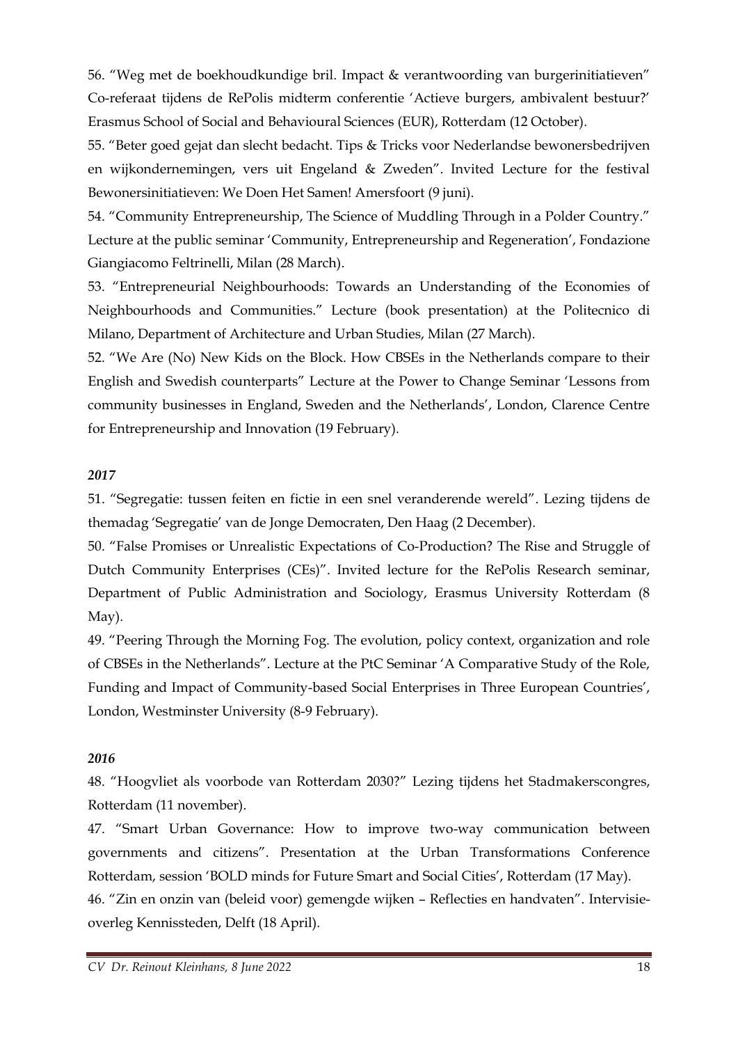56. "Weg met de boekhoudkundige bril. Impact & verantwoording van burgerinitiatieven" Co-referaat tijdens de RePolis midterm conferentie 'Actieve burgers, ambivalent bestuur?' Erasmus School of Social and Behavioural Sciences (EUR), Rotterdam (12 October).

55. "Beter goed gejat dan slecht bedacht. Tips & Tricks voor Nederlandse bewonersbedrijven en wijkondernemingen, vers uit Engeland & Zweden". Invited Lecture for the festival Bewonersinitiatieven: We Doen Het Samen! Amersfoort (9 juni).

54. "Community Entrepreneurship, The Science of Muddling Through in a Polder Country." Lecture at the public seminar 'Community, Entrepreneurship and Regeneration', Fondazione Giangiacomo Feltrinelli, Milan (28 March).

53. "Entrepreneurial Neighbourhoods: Towards an Understanding of the Economies of Neighbourhoods and Communities." Lecture (book presentation) at the Politecnico di Milano, Department of Architecture and Urban Studies, Milan (27 March).

52. "We Are (No) New Kids on the Block. How CBSEs in the Netherlands compare to their English and Swedish counterparts" Lecture at the Power to Change Seminar 'Lessons from community businesses in England, Sweden and the Netherlands', London, Clarence Centre for Entrepreneurship and Innovation (19 February).

***2017***

51. "Segregatie: tussen feiten en fictie in een snel veranderende wereld". Lezing tijdens de themadag 'Segregatie' van de Jonge Democraten, Den Haag (2 December).

50. "False Promises or Unrealistic Expectations of Co-Production? The Rise and Struggle of Dutch Community Enterprises (CEs)". Invited lecture for the RePolis Research seminar, Department of Public Administration and Sociology, Erasmus University Rotterdam (8 May).

49. "Peering Through the Morning Fog. The evolution, policy context, organization and role of CBSEs in the Netherlands". Lecture at the PtC Seminar 'A Comparative Study of the Role, Funding and Impact of Community-based Social Enterprises in Three European Countries', London, Westminster University (8-9 February).

***2016***

48. "Hoogvliet als voorbode van Rotterdam 2030?" Lezing tijdens het Stadmakerscongres, Rotterdam (11 november).

47. "Smart Urban Governance: How to improve two-way communication between governments and citizens". Presentation at the Urban Transformations Conference Rotterdam, session 'BOLD minds for Future Smart and Social Cities', Rotterdam (17 May).

46. "Zin en onzin van (beleid voor) gemengde wijken – Reflecties en handvaten". Intervisie-overleg Kennissteden, Delft (18 April).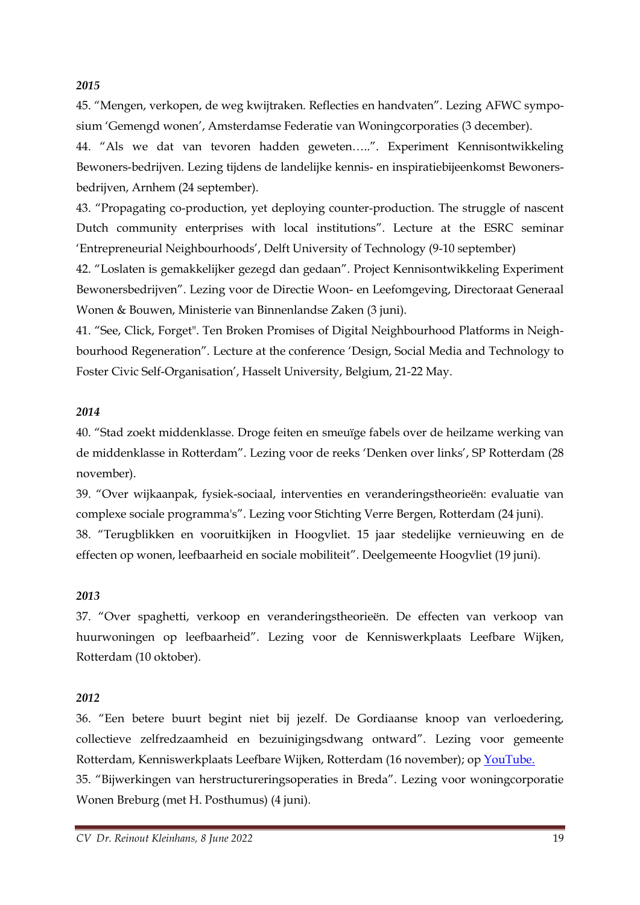*2015*

45. “Mengen, verkopen, de weg kwijtraken. Reflecties en handvaten”. Lezing AFWC symposium ‘Gemengd wonen’, Amsterdamse Federatie van Woningcorporaties (3 december).

44. “Als we dat van tevoren hadden geweten…..”. Experiment Kennisontwikkeling Bewoners-bedrijven. Lezing tijdens de landelijke kennis- en inspiratiebijeenkomst Bewonersbedrijven, Arnhem (24 september).

43. “Propagating co-production, yet deploying counter-production. The struggle of nascent Dutch community enterprises with local institutions”. Lecture at the ESRC seminar ‘Entrepreneurial Neighbourhoods’, Delft University of Technology (9-10 september)

42. “Loslaten is gemakkelijker gezegd dan gedaan”. Project Kennisontwikkeling Experiment Bewonersbedrijven”. Lezing voor de Directie Woon- en Leefomgeving, Directoraat Generaal Wonen & Bouwen, Ministerie van Binnenlandse Zaken (3 juni).

41. “See, Click, Forget". Ten Broken Promises of Digital Neighbourhood Platforms in Neighbourhood Regeneration”. Lecture at the conference ‘Design, Social Media and Technology to Foster Civic Self-Organisation’, Hasselt University, Belgium, 21-22 May.

*2014*

40. “Stad zoekt middenklasse. Droge feiten en smeuïge fabels over de heilzame werking van de middenklasse in Rotterdam”. Lezing voor de reeks ‘Denken over links’, SP Rotterdam (28 november).

39. “Over wijkaanpak, fysiek-sociaal, interventies en veranderingstheorieën: evaluatie van complexe sociale programma's”. Lezing voor Stichting Verre Bergen, Rotterdam (24 juni).

38. “Terugblikken en vooruitkijken in Hoogvliet. 15 jaar stedelijke vernieuwing en de effecten op wonen, leefbaarheid en sociale mobiliteit”. Deelgemeente Hoogvliet (19 juni).

*2013*

37. “Over spaghetti, verkoop en veranderingstheorieën. De effecten van verkoop van huurwoningen op leefbaarheid”. Lezing voor de Kenniswerkplaats Leefbare Wijken, Rotterdam (10 oktober).

*2012*

36. “Een betere buurt begint niet bij jezelf. De Gordiaanse knoop van verloedering, collectieve zelfredzaamheid en bezuinigingsdwang ontward”. Lezing voor gemeente Rotterdam, Kenniswerkplaats Leefbare Wijken, Rotterdam (16 november); op YouTube.

35. “Bijwerkingen van herstructureringsoperaties in Breda”. Lezing voor woningcorporatie Wonen Breburg (met H. Posthumus) (4 juni).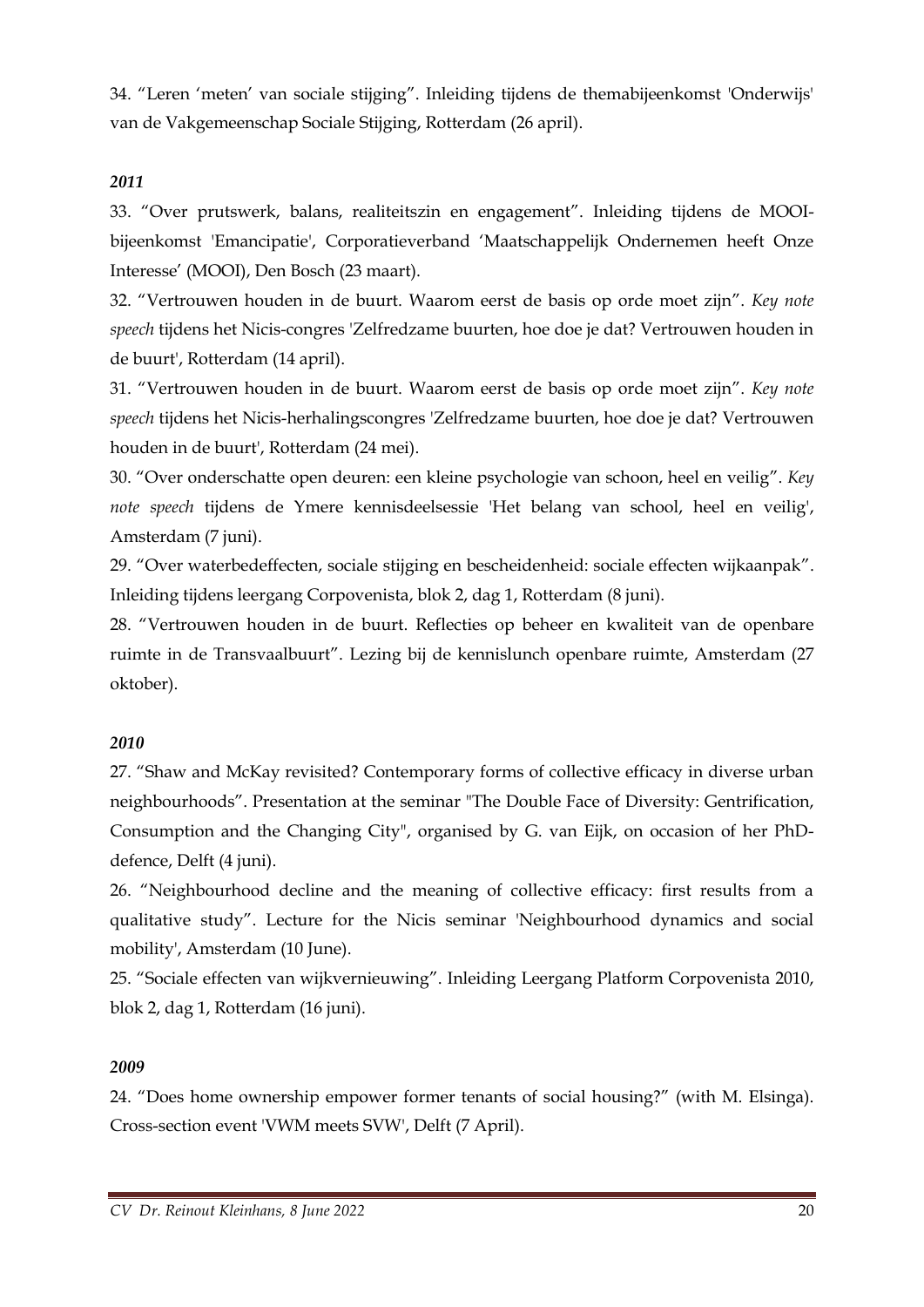34. "Leren 'meten' van sociale stijging". Inleiding tijdens de themabijeenkomst 'Onderwijs' van de Vakgemeenschap Sociale Stijging, Rotterdam (26 april).

***2011***

33. "Over prutswerk, balans, realiteitszin en engagement". Inleiding tijdens de MOOI-bijeenkomst 'Emancipatie', Corporatieverband 'Maatschappelijk Ondernemen heeft Onze Interesse' (MOOI), Den Bosch (23 maart).

32. "Vertrouwen houden in de buurt. Waarom eerst de basis op orde moet zijn". *Key note speech* tijdens het Nicis-congres 'Zelfredzame buurten, hoe doe je dat? Vertrouwen houden in de buurt', Rotterdam (14 april).

31. "Vertrouwen houden in de buurt. Waarom eerst de basis op orde moet zijn". *Key note speech* tijdens het Nicis-herhalingscongres 'Zelfredzame buurten, hoe doe je dat? Vertrouwen houden in de buurt', Rotterdam (24 mei).

30. "Over onderschatte open deuren: een kleine psychologie van schoon, heel en veilig". *Key note speech* tijdens de Ymere kennisdeelsessie 'Het belang van school, heel en veilig', Amsterdam (7 juni).

29. "Over waterbedeffecten, sociale stijging en bescheidenheid: sociale effecten wijkaanpak". Inleiding tijdens leergang Corpovenista, blok 2, dag 1, Rotterdam (8 juni).

28. "Vertrouwen houden in de buurt. Reflecties op beheer en kwaliteit van de openbare ruimte in de Transvaalbuurt". Lezing bij de kennislunch openbare ruimte, Amsterdam (27 oktober).

***2010***

27. "Shaw and McKay revisited? Contemporary forms of collective efficacy in diverse urban neighbourhoods". Presentation at the seminar "The Double Face of Diversity: Gentrification, Consumption and the Changing City", organised by G. van Eijk, on occasion of her PhD-defence, Delft (4 juni).

26. "Neighbourhood decline and the meaning of collective efficacy: first results from a qualitative study". Lecture for the Nicis seminar 'Neighbourhood dynamics and social mobility', Amsterdam (10 June).

25. "Sociale effecten van wijkvernieuwing". Inleiding Leergang Platform Corpovenista 2010, blok 2, dag 1, Rotterdam (16 juni).

***2009***

24. "Does home ownership empower former tenants of social housing?" (with M. Elsinga). Cross-section event 'VWM meets SVW', Delft (7 April).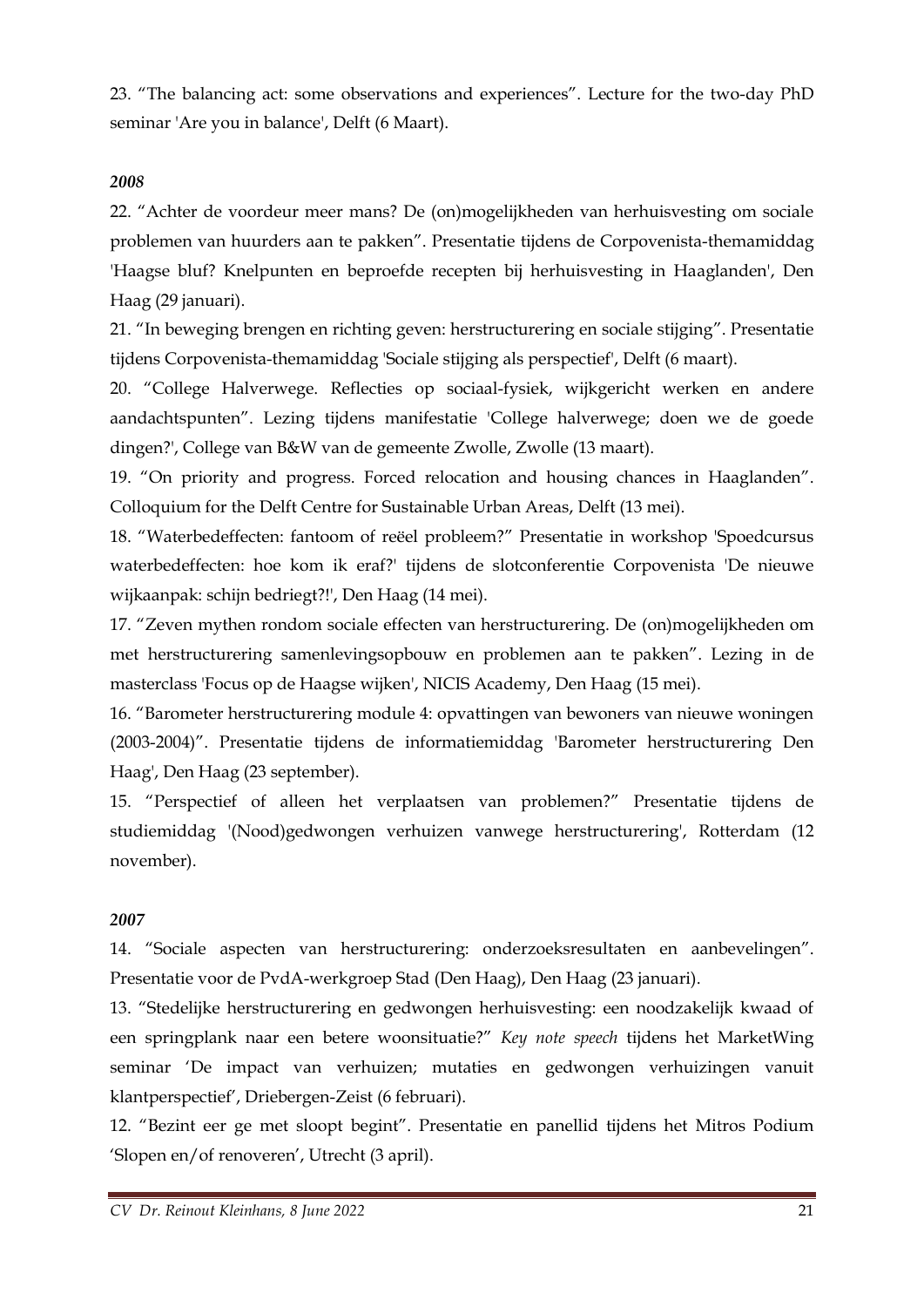23. “The balancing act: some observations and experiences”. Lecture for the two-day PhD seminar 'Are you in balance', Delft (6 Maart).

*2008*

22. “Achter de voordeur meer mans? De (on)mogelijkheden van herhuisvesting om sociale problemen van huurders aan te pakken”. Presentatie tijdens de Corpovenista-themamiddag 'Haagse bluf? Knelpunten en beproefde recepten bij herhuisvesting in Haaglanden', Den Haag (29 januari).

21. “In beweging brengen en richting geven: herstructurering en sociale stijging”. Presentatie tijdens Corpovenista-themamiddag 'Sociale stijging als perspectief', Delft (6 maart).

20. “College Halverwege. Reflecties op sociaal-fysiek, wijkgericht werken en andere aandachtspunten”. Lezing tijdens manifestatie 'College halverwege; doen we de goede dingen?', College van B&W van de gemeente Zwolle, Zwolle (13 maart).

19. “On priority and progress. Forced relocation and housing chances in Haaglanden”. Colloquium for the Delft Centre for Sustainable Urban Areas, Delft (13 mei).

18. “Waterbedeffecten: fantoom of reëel probleem?” Presentatie in workshop 'Spoedcursus waterbedeffecten: hoe kom ik eraf?' tijdens de slotconferentie Corpovenista 'De nieuwe wijkaanpak: schijn bedriegt?!', Den Haag (14 mei).

17. “Zeven mythen rondom sociale effecten van herstructurering. De (on)mogelijkheden om met herstructurering samenlevingsopbouw en problemen aan te pakken”. Lezing in de masterclass 'Focus op de Haagse wijken', NICIS Academy, Den Haag (15 mei).

16. “Barometer herstructurering module 4: opvattingen van bewoners van nieuwe woningen (2003-2004)”. Presentatie tijdens de informatiemiddag 'Barometer herstructurering Den Haag', Den Haag (23 september).

15. “Perspectief of alleen het verplaatsen van problemen?” Presentatie tijdens de studiemiddag '(Nood)gedwongen verhuizen vanwege herstructurering', Rotterdam (12 november).

*2007*

14. “Sociale aspecten van herstructurering: onderzoeksresultaten en aanbevelingen”. Presentatie voor de PvdA-werkgroep Stad (Den Haag), Den Haag (23 januari).

13. “Stedelijke herstructurering en gedwongen herhuisvesting: een noodzakelijk kwaad of een springplank naar een betere woonsituatie?” *Key note speech* tijdens het MarketWing seminar ‘De impact van verhuizen; mutaties en gedwongen verhuizingen vanuit klantperspectief’, Driebergen-Zeist (6 februari).

12. “Bezint eer ge met sloopt begint”. Presentatie en panellid tijdens het Mitros Podium ‘Slopen en/of renoveren’, Utrecht (3 april).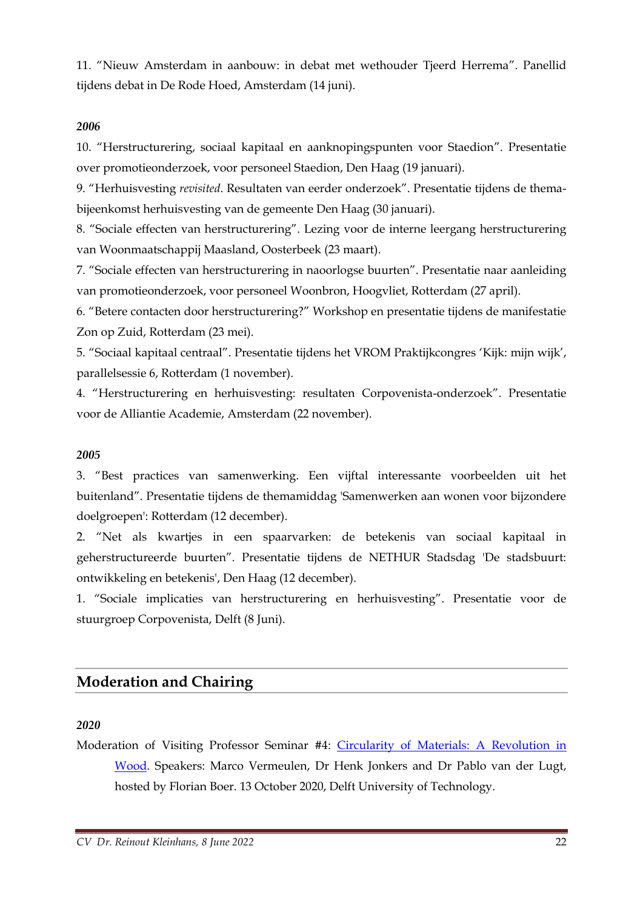11. “Nieuw Amsterdam in aanbouw: in debat met wethouder Tjeerd Herrema”. Panellid tijdens debat in De Rode Hoed, Amsterdam (14 juni).

***2006***

10. “Herstructurering, sociaal kapitaal en aanknopingspunten voor Staedion”. Presentatie over promotieonderzoek, voor personeel Staedion, Den Haag (19 januari).

9. “Herhuisvesting *revisited*. Resultaten van eerder onderzoek”. Presentatie tijdens de thema-bijeenkomst herhuisvesting van de gemeente Den Haag (30 januari).

8. “Sociale effecten van herstructurering”. Lezing voor de interne leergang herstructurering van Woonmaatschappij Maasland, Oosterbeek (23 maart).

7. “Sociale effecten van herstructurering in naoorlogse buurten”. Presentatie naar aanleiding van promotieonderzoek, voor personeel Woonbron, Hoogvliet, Rotterdam (27 april).

6. “Betere contacten door herstructurering?” Workshop en presentatie tijdens de manifestatie Zon op Zuid, Rotterdam (23 mei).

5. “Sociaal kapitaal centraal”. Presentatie tijdens het VROM Praktijkcongres ‘Kijk: mijn wijk’, parallelsessie 6, Rotterdam (1 november).

4. “Herstructurering en herhuisvesting: resultaten Corpovenista-onderzoek”. Presentatie voor de Alliantie Academie, Amsterdam (22 november).

***2005***

3. “Best practices van samenwerking. Een vijftal interessante voorbeelden uit het buitenland”. Presentatie tijdens de themamiddag 'Samenwerken aan wonen voor bijzondere doelgroepen': Rotterdam (12 december).

2. “Net als kwartjes in een spaarvarken: de betekenis van sociaal kapitaal in geherstructureerde buurten”. Presentatie tijdens de NETHUR Stadsdag 'De stadsbuurt: ontwikkeling en betekenis', Den Haag (12 december).

1. “Sociale implicaties van herstructurering en herhuisvesting”. Presentatie voor de stuurgroep Corpovenista, Delft (8 Juni).

## Moderation and Chairing

***2020***

Moderation of Visiting Professor Seminar #4: Circularity of Materials: A Revolution in Wood. Speakers: Marco Vermeulen, Dr Henk Jonkers and Dr Pablo van der Lugt, hosted by Florian Boer. 13 October 2020, Delft University of Technology.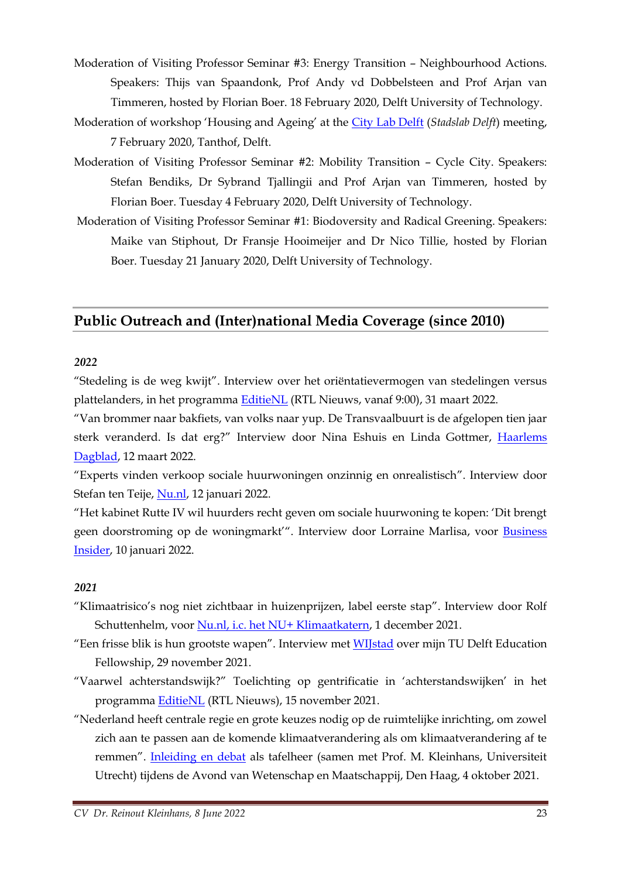Moderation of Visiting Professor Seminar #3: Energy Transition – Neighbourhood Actions. Speakers: Thijs van Spaandonk, Prof Andy vd Dobbelsteen and Prof Arjan van Timmeren, hosted by Florian Boer. 18 February 2020, Delft University of Technology.

Moderation of workshop 'Housing and Ageing' at the City Lab Delft (*Stadslab Delft*) meeting, 7 February 2020, Tanthof, Delft.

Moderation of Visiting Professor Seminar #2: Mobility Transition – Cycle City. Speakers: Stefan Bendiks, Dr Sybrand Tjallingii and Prof Arjan van Timmeren, hosted by Florian Boer. Tuesday 4 February 2020, Delft University of Technology.

Moderation of Visiting Professor Seminar #1: Biodoversity and Radical Greening. Speakers: Maike van Stiphout, Dr Fransje Hooimeijer and Dr Nico Tillie, hosted by Florian Boer. Tuesday 21 January 2020, Delft University of Technology.

## Public Outreach and (Inter)national Media Coverage (since 2010)

***2022***

"Stedeling is de weg kwijt". Interview over het oriëntatievermogen van stedelingen versus plattelanders, in het programma EditieNL (RTL Nieuws, vanaf 9:00), 31 maart 2022.

"Van brommer naar bakfiets, van volks naar yup. De Transvaalbuurt is de afgelopen tien jaar sterk veranderd. Is dat erg?" Interview door Nina Eshuis en Linda Gottmer, Haarlems Dagblad, 12 maart 2022.

"Experts vinden verkoop sociale huurwoningen onzinnig en onrealistisch". Interview door Stefan ten Teije, Nu.nl, 12 januari 2022.

"Het kabinet Rutte IV wil huurders recht geven om sociale huurwoning te kopen: 'Dit brengt geen doorstroming op de woningmarkt'". Interview door Lorraine Marlisa, voor Business Insider, 10 januari 2022.

***2021***

"Klimaatrisico's nog niet zichtbaar in huizenprijzen, label eerste stap". Interview door Rolf Schuttenhelm, voor Nu.nl, i.c. het NU+ Klimaatkatern, 1 december 2021.

"Een frisse blik is hun grootste wapen". Interview met WIJstad over mijn TU Delft Education Fellowship, 29 november 2021.

"Vaarwel achterstandswijk?" Toelichting op gentrificatie in 'achterstandswijken' in het programma EditieNL (RTL Nieuws), 15 november 2021.

"Nederland heeft centrale regie en grote keuzes nodig op de ruimtelijke inrichting, om zowel zich aan te passen aan de komende klimaatverandering als om klimaatverandering af te remmen". Inleiding en debat als tafelheer (samen met Prof. M. Kleinhans, Universiteit Utrecht) tijdens de Avond van Wetenschap en Maatschappij, Den Haag, 4 oktober 2021.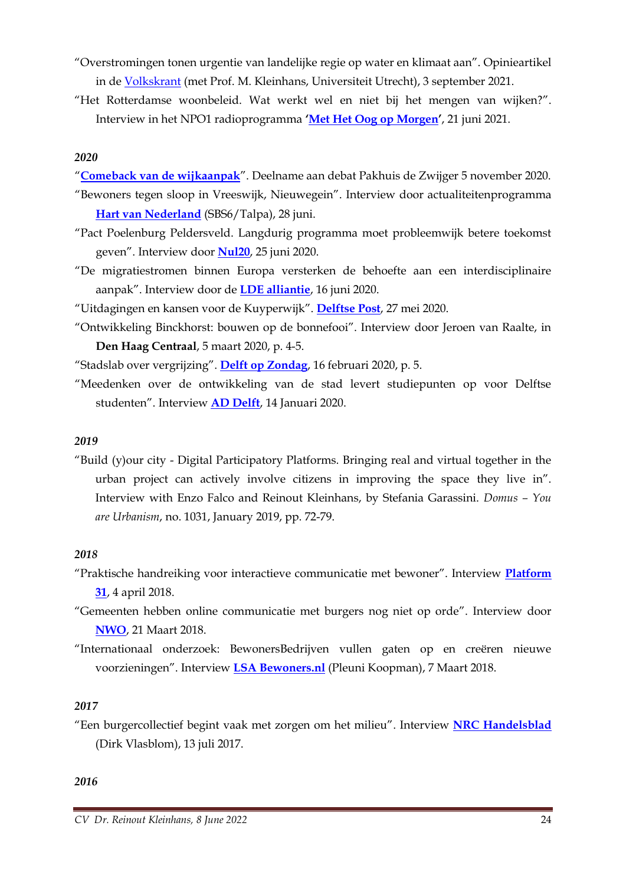"Overstromingen tonen urgentie van landelijke regie op water en klimaat aan". Opinieartikel in de Volkskrant (met Prof. M. Kleinhans, Universiteit Utrecht), 3 september 2021.

"Het Rotterdamse woonbeleid. Wat werkt wel en niet bij het mengen van wijken?". Interview in het NPO1 radioprogramma '**Met Het Oog op Morgen**', 21 juni 2021.

*2020*

"**Comeback van de wijkaanpak**". Deelname aan debat Pakhuis de Zwijger 5 november 2020.

"Bewoners tegen sloop in Vreeswijk, Nieuwegein". Interview door actualiteitenprogramma **Hart van Nederland** (SBS6/Talpa), 28 juni.

"Pact Poelenburg Peldersveld. Langdurig programma moet probleemwijk betere toekomst geven". Interview door **Nul20**, 25 juni 2020.

"De migratiestromen binnen Europa versterken de behoefte aan een interdisciplinaire aanpak". Interview door de **LDE alliantie**, 16 juni 2020.

"Uitdagingen en kansen voor de Kuyperwijk". **Delftse Post**, 27 mei 2020.

"Ontwikkeling Binckhorst: bouwen op de bonnefooi". Interview door Jeroen van Raalte, in **Den Haag Centraal**, 5 maart 2020, p. 4-5.

"Stadslab over vergrijzing". **Delft op Zondag**, 16 februari 2020, p. 5.

"Meedenken over de ontwikkeling van de stad levert studiepunten op voor Delftse studenten". Interview **AD Delft**, 14 Januari 2020.

*2019*

"Build (y)our city - Digital Participatory Platforms. Bringing real and virtual together in the urban project can actively involve citizens in improving the space they live in". Interview with Enzo Falco and Reinout Kleinhans, by Stefania Garassini. *Domus – You are Urbanism*, no. 1031, January 2019, pp. 72-79.

*2018*

"Praktische handreiking voor interactieve communicatie met bewoner". Interview **Platform 31**, 4 april 2018.

"Gemeenten hebben online communicatie met burgers nog niet op orde". Interview door **NWO**, 21 Maart 2018.

"Internationaal onderzoek: BewonersBedrijven vullen gaten op en creëren nieuwe voorzieningen". Interview **LSA Bewoners.nl** (Pleuni Koopman), 7 Maart 2018.

*2017*

"Een burgercollectief begint vaak met zorgen om het milieu". Interview **NRC Handelsblad** (Dirk Vlasblom), 13 juli 2017.

*2016*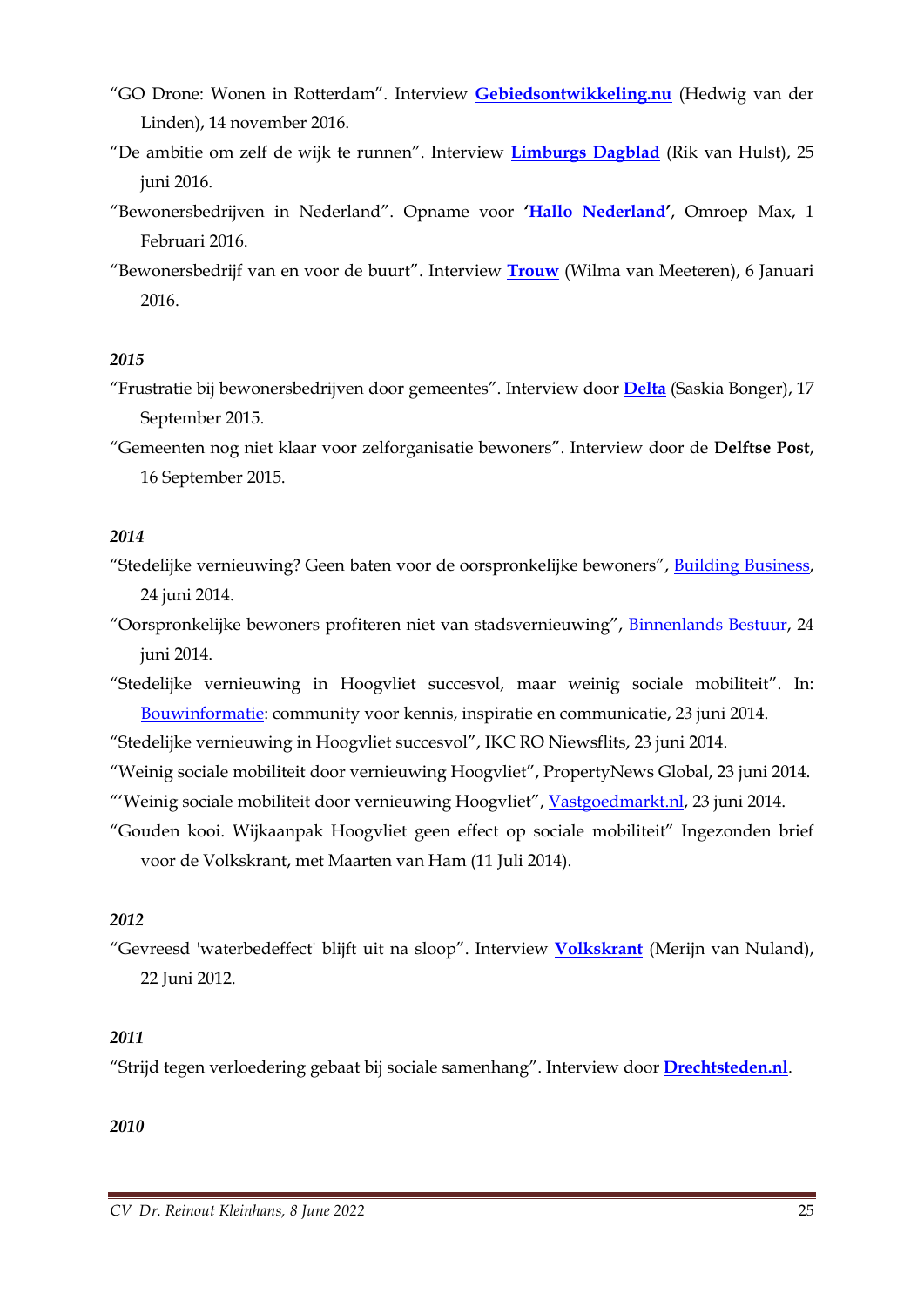“GO Drone: Wonen in Rotterdam”. Interview **Gebiedsontwikkeling.nu** (Hedwig van der Linden), 14 november 2016.

“De ambitie om zelf de wijk te runnen”. Interview **Limburgs Dagblad** (Rik van Hulst), 25 juni 2016.

“Bewonersbedrijven in Nederland”. Opname voor **‘Hallo Nederland’**, Omroep Max, 1 Februari 2016.

“Bewonersbedrijf van en voor de buurt”. Interview **Trouw** (Wilma van Meeteren), 6 Januari 2016.

***2015***

“Frustratie bij bewonersbedrijven door gemeentes”. Interview door **Delta** (Saskia Bonger), 17 September 2015.

“Gemeenten nog niet klaar voor zelforganisatie bewoners”. Interview door de **Delftse Post**, 16 September 2015.

***2014***

“Stedelijke vernieuwing? Geen baten voor de oorspronkelijke bewoners”, Building Business, 24 juni 2014.

“Oorspronkelijke bewoners profiteren niet van stadsvernieuwing”, Binnenlands Bestuur, 24 juni 2014.

“Stedelijke vernieuwing in Hoogvliet succesvol, maar weinig sociale mobiliteit”. In: Bouwinformatie: community voor kennis, inspiratie en communicatie, 23 juni 2014.

“Stedelijke vernieuwing in Hoogvliet succesvol”, IKC RO Niewsflits, 23 juni 2014.

“Weinig sociale mobiliteit door vernieuwing Hoogvliet”, PropertyNews Global, 23 juni 2014.

“‘Weinig sociale mobiliteit door vernieuwing Hoogvliet”, Vastgoedmarkt.nl, 23 juni 2014.

“Gouden kooi. Wijkaanpak Hoogvliet geen effect op sociale mobiliteit” Ingezonden brief voor de Volkskrant, met Maarten van Ham (11 Juli 2014).

***2012***

“Gevreesd 'waterbedeffect' blijft uit na sloop”. Interview **Volkskrant** (Merijn van Nuland), 22 Juni 2012.

***2011***

“Strijd tegen verloedering gebaat bij sociale samenhang”. Interview door **Drechtsteden.nl**.

***2010***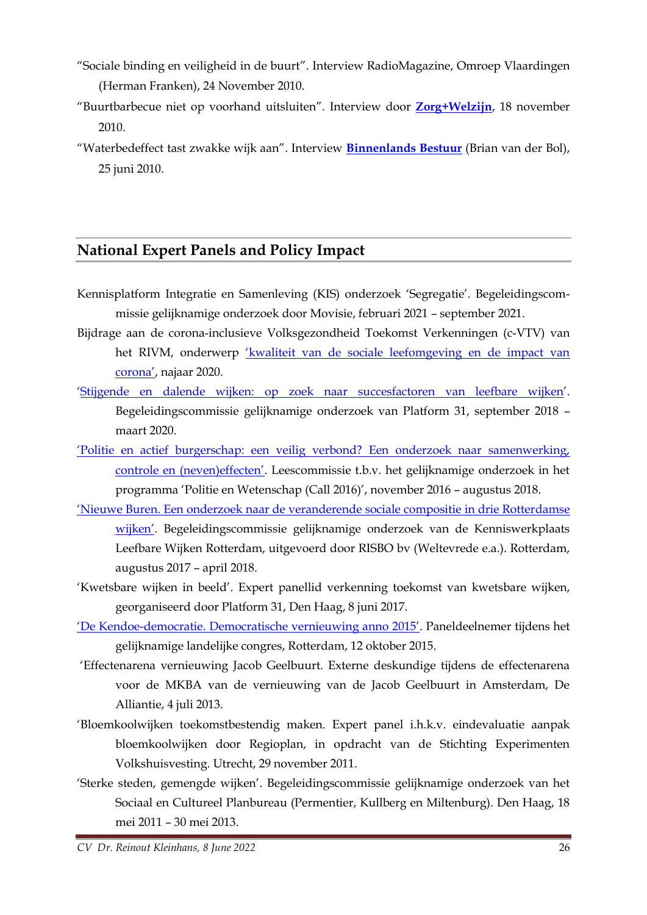"Sociale binding en veiligheid in de buurt". Interview RadioMagazine, Omroep Vlaardingen (Herman Franken), 24 November 2010.

"Buurtbarbecue niet op voorhand uitsluiten". Interview door **Zorg+Welzijn**, 18 november 2010.

"Waterbedeffect tast zwakke wijk aan". Interview **Binnenlands Bestuur** (Brian van der Bol), 25 juni 2010.

## National Expert Panels and Policy Impact

Kennisplatform Integratie en Samenleving (KIS) onderzoek 'Segregatie'. Begeleidingscommissie gelijknamige onderzoek door Movisie, februari 2021 – september 2021.

Bijdrage aan de corona-inclusieve Volksgezondheid Toekomst Verkenningen (c-VTV) van het RIVM, onderwerp 'kwaliteit van de sociale leefomgeving en de impact van corona', najaar 2020.

'Stijgende en dalende wijken: op zoek naar succesfactoren van leefbare wijken'. Begeleidingscommissie gelijknamige onderzoek van Platform 31, september 2018 – maart 2020.

'Politie en actief burgerschap: een veilig verbond? Een onderzoek naar samenwerking, controle en (neven)effecten'. Leescommissie t.b.v. het gelijknamige onderzoek in het programma 'Politie en Wetenschap (Call 2016)', november 2016 – augustus 2018.

'Nieuwe Buren. Een onderzoek naar de veranderende sociale compositie in drie Rotterdamse wijken'. Begeleidingscommissie gelijknamige onderzoek van de Kenniswerkplaats Leefbare Wijken Rotterdam, uitgevoerd door RISBO bv (Weltevrede e.a.). Rotterdam, augustus 2017 – april 2018.

'Kwetsbare wijken in beeld'. Expert panellid verkenning toekomst van kwetsbare wijken, georganiseerd door Platform 31, Den Haag, 8 juni 2017.

'De Kendoe-democratie. Democratische vernieuwing anno 2015'. Paneldeelnemer tijdens het gelijknamige landelijke congres, Rotterdam, 12 oktober 2015.

'Effectenarena vernieuwing Jacob Geelbuurt. Externe deskundige tijdens de effectenarena voor de MKBA van de vernieuwing van de Jacob Geelbuurt in Amsterdam, De Alliantie, 4 juli 2013.

'Bloemkoolwijken toekomstbestendig maken. Expert panel i.h.k.v. eindevaluatie aanpak bloemkoolwijken door Regioplan, in opdracht van de Stichting Experimenten Volkshuisvesting. Utrecht, 29 november 2011.

'Sterke steden, gemengde wijken'. Begeleidingscommissie gelijknamige onderzoek van het Sociaal en Cultureel Planbureau (Permentier, Kullberg en Miltenburg). Den Haag, 18 mei 2011 – 30 mei 2013.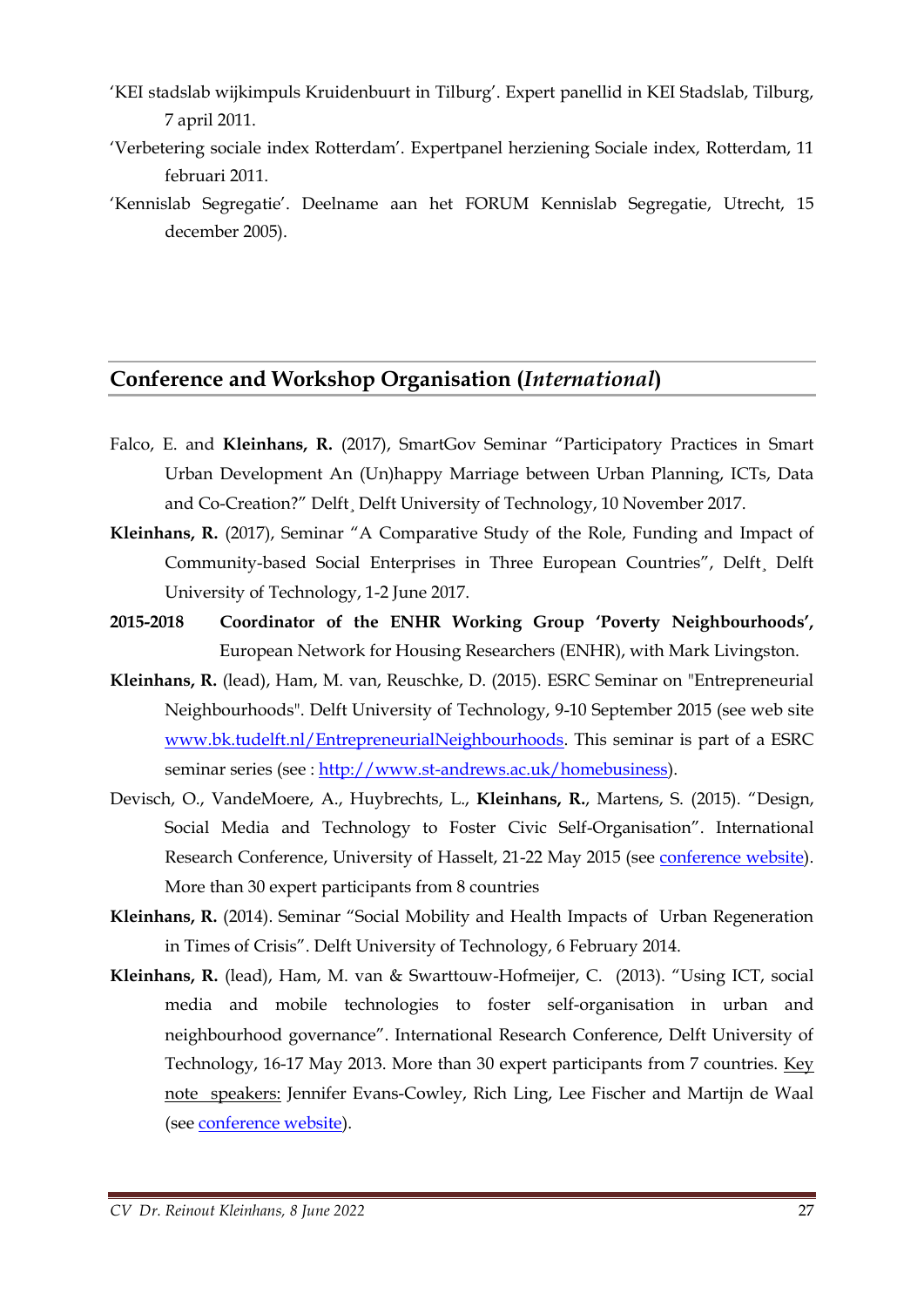'KEI stadslab wijkimpuls Kruidenbuurt in Tilburg'. Expert panellid in KEI Stadslab, Tilburg, 7 april 2011.

'Verbetering sociale index Rotterdam'. Expertpanel herziening Sociale index, Rotterdam, 11 februari 2011.

'Kennislab Segregatie'. Deelname aan het FORUM Kennislab Segregatie, Utrecht, 15 december 2005).

## Conference and Workshop Organisation (*International*)

Falco, E. and **Kleinhans, R.** (2017), SmartGov Seminar "Participatory Practices in Smart Urban Development An (Un)happy Marriage between Urban Planning, ICTs, Data and Co-Creation?" Delft¸ Delft University of Technology, 10 November 2017.

**Kleinhans, R.** (2017), Seminar "A Comparative Study of the Role, Funding and Impact of Community-based Social Enterprises in Three European Countries", Delft¸ Delft University of Technology, 1-2 June 2017.

**2015-2018** **Coordinator of the ENHR Working Group 'Poverty Neighbourhoods',** European Network for Housing Researchers (ENHR), with Mark Livingston.

**Kleinhans, R.** (lead), Ham, M. van, Reuschke, D. (2015). ESRC Seminar on "Entrepreneurial Neighbourhoods". Delft University of Technology, 9-10 September 2015 (see web site [www.bk.tudelft.nl/EntrepreneurialNeighbourhoods](www.bk.tudelft.nl/EntrepreneurialNeighbourhoods). This seminar is part of a ESRC seminar series (see : [http://www.st-andrews.ac.uk/homebusiness](http://www.st-andrews.ac.uk/homebusiness)).

Devisch, O., VandeMoere, A., Huybrechts, L., **Kleinhans, R.**, Martens, S. (2015). "Design, Social Media and Technology to Foster Civic Self-Organisation". International Research Conference, University of Hasselt, 21-22 May 2015 (see conference website). More than 30 expert participants from 8 countries

**Kleinhans, R.** (2014). Seminar "Social Mobility and Health Impacts of Urban Regeneration in Times of Crisis". Delft University of Technology, 6 February 2014.

**Kleinhans, R.** (lead), Ham, M. van & Swarttouw-Hofmeijer, C. (2013). "Using ICT, social media and mobile technologies to foster self-organisation in urban and neighbourhood governance". International Research Conference, Delft University of Technology, 16-17 May 2013. More than 30 expert participants from 7 countries. Key note speakers: Jennifer Evans-Cowley, Rich Ling, Lee Fischer and Martijn de Waal (see conference website).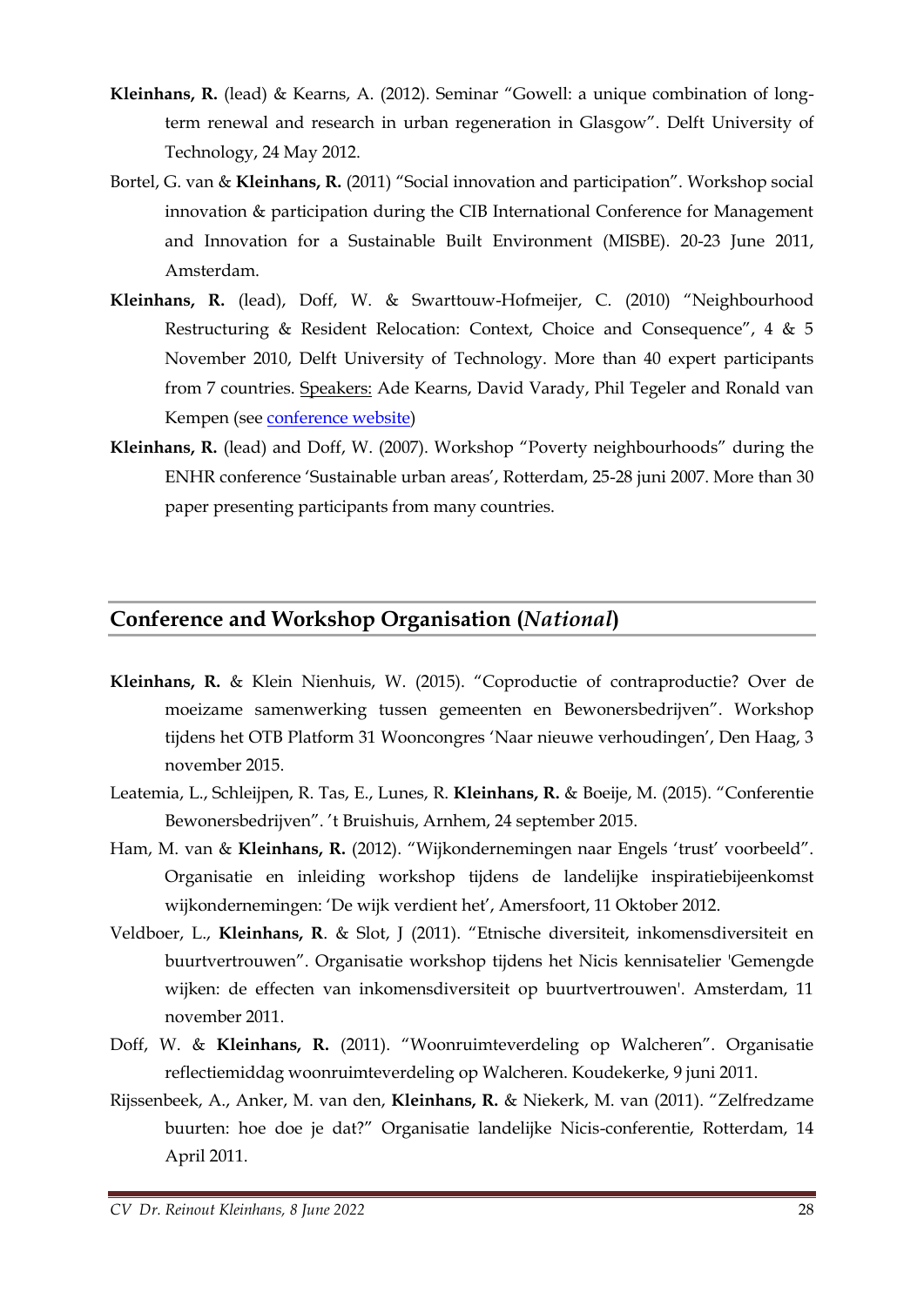**Kleinhans, R.** (lead) & Kearns, A. (2012). Seminar "Gowell: a unique combination of long-term renewal and research in urban regeneration in Glasgow". Delft University of Technology, 24 May 2012.

Bortel, G. van & **Kleinhans, R.** (2011) "Social innovation and participation". Workshop social innovation & participation during the CIB International Conference for Management and Innovation for a Sustainable Built Environment (MISBE). 20-23 June 2011, Amsterdam.

**Kleinhans, R.** (lead), Doff, W. & Swarttouw-Hofmeijer, C. (2010) "Neighbourhood Restructuring & Resident Relocation: Context, Choice and Consequence", 4 & 5 November 2010, Delft University of Technology. More than 40 expert participants from 7 countries. Speakers: Ade Kearns, David Varady, Phil Tegeler and Ronald van Kempen (see conference website)

**Kleinhans, R.** (lead) and Doff, W. (2007). Workshop "Poverty neighbourhoods" during the ENHR conference 'Sustainable urban areas', Rotterdam, 25-28 juni 2007. More than 30 paper presenting participants from many countries.

## Conference and Workshop Organisation (*National*)

**Kleinhans, R.** & Klein Nienhuis, W. (2015). "Coproductie of contraproductie? Over de moeizame samenwerking tussen gemeenten en Bewonersbedrijven". Workshop tijdens het OTB Platform 31 Wooncongres 'Naar nieuwe verhoudingen', Den Haag, 3 november 2015.

Leatemia, L., Schleijpen, R. Tas, E., Lunes, R. **Kleinhans, R.** & Boeije, M. (2015). "Conferentie Bewonersbedrijven". 't Bruishuis, Arnhem, 24 september 2015.

Ham, M. van & **Kleinhans, R.** (2012). "Wijkondernemingen naar Engels 'trust' voorbeeld". Organisatie en inleiding workshop tijdens de landelijke inspiratiebijeenkomst wijkondernemingen: 'De wijk verdient het', Amersfoort, 11 Oktober 2012.

Veldboer, L., **Kleinhans, R**. & Slot, J (2011). "Etnische diversiteit, inkomensdiversiteit en buurtvertrouwen". Organisatie workshop tijdens het Nicis kennisatelier 'Gemengde wijken: de effecten van inkomensdiversiteit op buurtvertrouwen'. Amsterdam, 11 november 2011.

Doff, W. & **Kleinhans, R.** (2011). "Woonruimteverdeling op Walcheren". Organisatie reflectiemiddag woonruimteverdeling op Walcheren. Koudekerke, 9 juni 2011.

Rijssenbeek, A., Anker, M. van den, **Kleinhans, R.** & Niekerk, M. van (2011). "Zelfredzame buurten: hoe doe je dat?" Organisatie landelijke Nicis-conferentie, Rotterdam, 14 April 2011.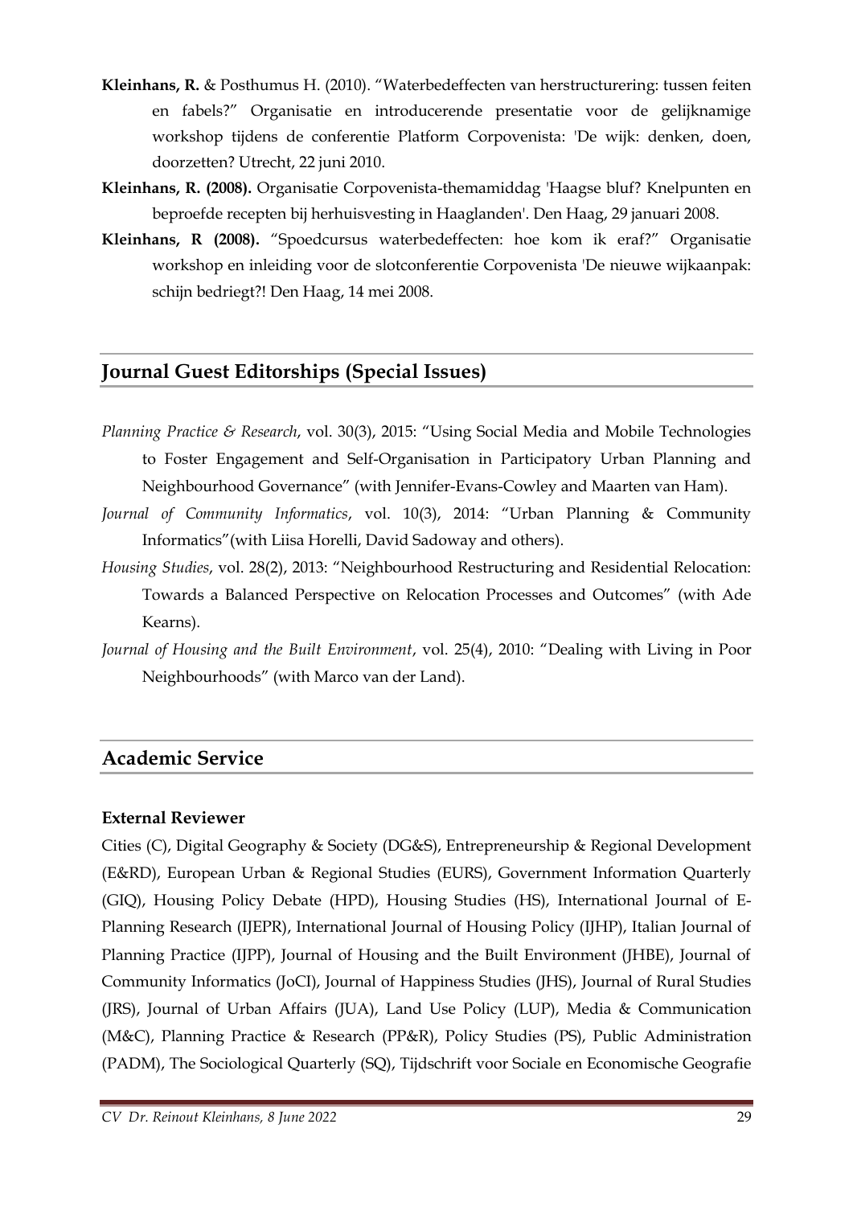**Kleinhans, R.** & Posthumus H. (2010). "Waterbedeffecten van herstructurering: tussen feiten en fabels?" Organisatie en introducerende presentatie voor de gelijknamige workshop tijdens de conferentie Platform Corpovenista: 'De wijk: denken, doen, doorzetten? Utrecht, 22 juni 2010.

**Kleinhans, R. (2008).** Organisatie Corpovenista-themamiddag 'Haagse bluf? Knelpunten en beproefde recepten bij herhuisvesting in Haaglanden'. Den Haag, 29 januari 2008.

**Kleinhans, R (2008).** "Spoedcursus waterbedeffecten: hoe kom ik eraf?" Organisatie workshop en inleiding voor de slotconferentie Corpovenista 'De nieuwe wijkaanpak: schijn bedriegt?! Den Haag, 14 mei 2008.

## Journal Guest Editorships (Special Issues)

*Planning Practice & Research*, vol. 30(3), 2015: "Using Social Media and Mobile Technologies to Foster Engagement and Self-Organisation in Participatory Urban Planning and Neighbourhood Governance" (with Jennifer-Evans-Cowley and Maarten van Ham).

*Journal of Community Informatics*, vol. 10(3), 2014: "Urban Planning & Community Informatics"(with Liisa Horelli, David Sadoway and others).

*Housing Studies*, vol. 28(2), 2013: "Neighbourhood Restructuring and Residential Relocation: Towards a Balanced Perspective on Relocation Processes and Outcomes" (with Ade Kearns).

*Journal of Housing and the Built Environment*, vol. 25(4), 2010: "Dealing with Living in Poor Neighbourhoods" (with Marco van der Land).

## Academic Service

### External Reviewer

Cities (C), Digital Geography & Society (DG&S), Entrepreneurship & Regional Development (E&RD), European Urban & Regional Studies (EURS), Government Information Quarterly (GIQ), Housing Policy Debate (HPD), Housing Studies (HS), International Journal of E-Planning Research (IJEPR), International Journal of Housing Policy (IJHP), Italian Journal of Planning Practice (IJPP), Journal of Housing and the Built Environment (JHBE), Journal of Community Informatics (JoCI), Journal of Happiness Studies (JHS), Journal of Rural Studies (JRS), Journal of Urban Affairs (JUA), Land Use Policy (LUP), Media & Communication (M&C), Planning Practice & Research (PP&R), Policy Studies (PS), Public Administration (PADM), The Sociological Quarterly (SQ), Tijdschrift voor Sociale en Economische Geografie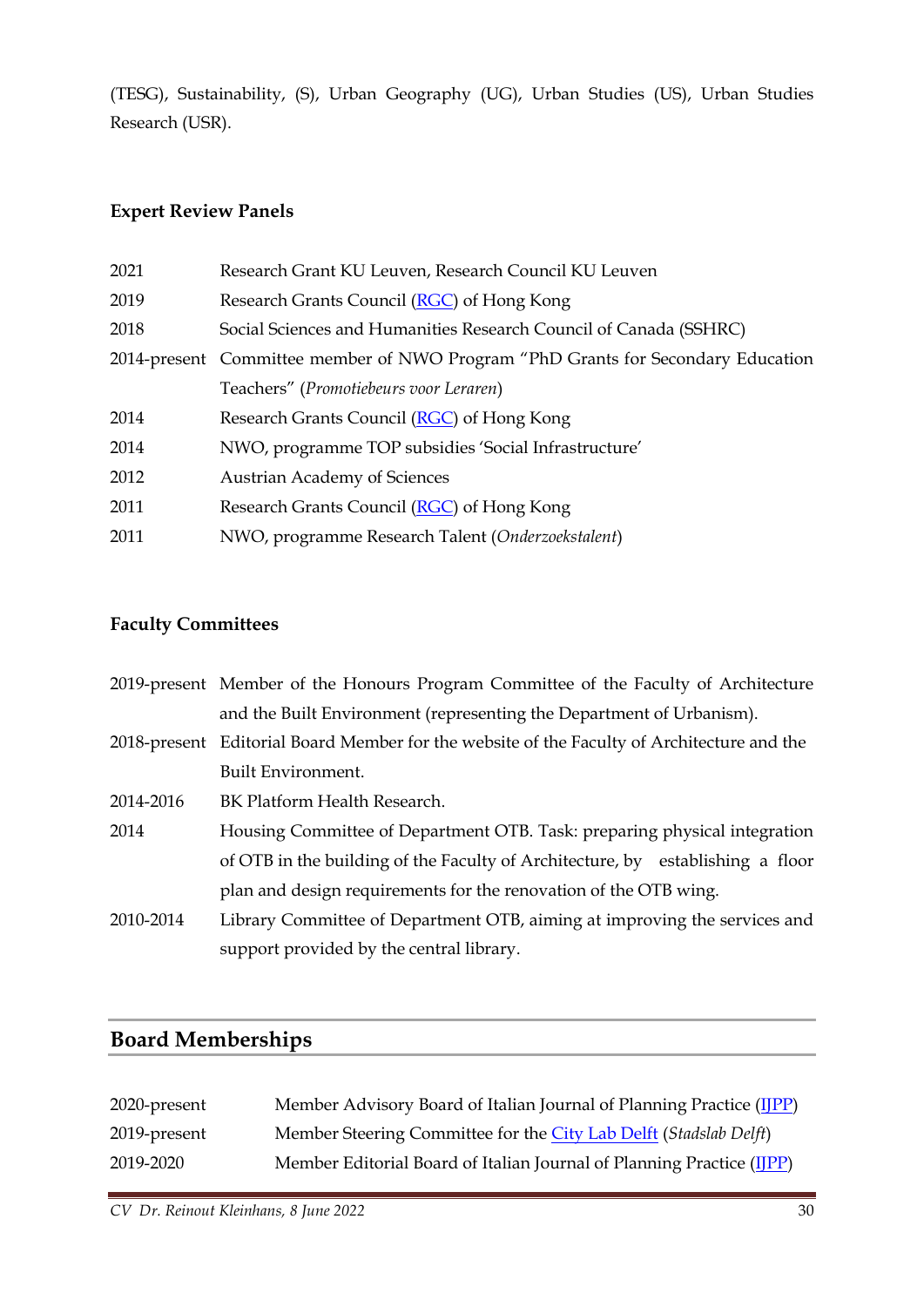(TESG), Sustainability, (S), Urban Geography (UG), Urban Studies (US), Urban Studies Research (USR).

### Expert Review Panels

| | |
|---|---|
| 2021 | Research Grant KU Leuven, Research Council KU Leuven |
| 2019 | Research Grants Council (RGC) of Hong Kong |
| 2018 | Social Sciences and Humanities Research Council of Canada (SSHRC) |
| 2014-present | Committee member of NWO Program "PhD Grants for Secondary Education Teachers" (*Promotiebeurs voor Leraren*) |
| 2014 | Research Grants Council (RGC) of Hong Kong |
| 2014 | NWO, programme TOP subsidies 'Social Infrastructure' |
| 2012 | Austrian Academy of Sciences |
| 2011 | Research Grants Council (RGC) of Hong Kong |
| 2011 | NWO, programme Research Talent (*Onderzoekstalent*) |

### Faculty Committees

| | |
|---|---|
| 2019-present | Member of the Honours Program Committee of the Faculty of Architecture and the Built Environment (representing the Department of Urbanism). |
| 2018-present | Editorial Board Member for the website of the Faculty of Architecture and the Built Environment. |
| 2014-2016 | BK Platform Health Research. |
| 2014 | Housing Committee of Department OTB. Task: preparing physical integration of OTB in the building of the Faculty of Architecture, by establishing a floor plan and design requirements for the renovation of the OTB wing. |
| 2010-2014 | Library Committee of Department OTB, aiming at improving the services and support provided by the central library. |

## Board Memberships

| | |
|---|---|
| 2020-present | Member Advisory Board of Italian Journal of Planning Practice (IJPP) |
| 2019-present | Member Steering Committee for the City Lab Delft (*Stadslab Delft*) |
| 2019-2020 | Member Editorial Board of Italian Journal of Planning Practice (IJPP) |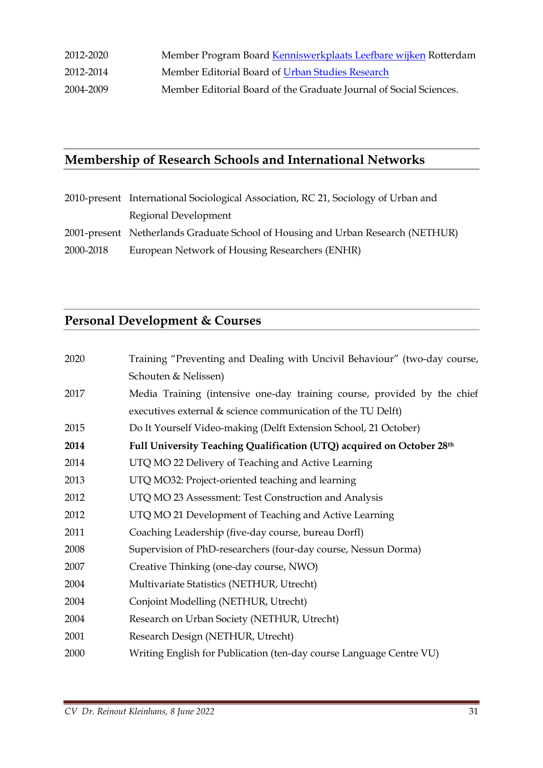| | |
|---|---|
| 2012-2020 | Member Program Board Kenniswerkplaats Leefbare wijken Rotterdam |
| 2012-2014 | Member Editorial Board of Urban Studies Research |
| 2004-2009 | Member Editorial Board of the Graduate Journal of Social Sciences. |

## Membership of Research Schools and International Networks

| | |
|---|---|
| 2010-present | International Sociological Association, RC 21, Sociology of Urban and Regional Development |
| 2001-present | Netherlands Graduate School of Housing and Urban Research (NETHUR) |
| 2000-2018 | European Network of Housing Researchers (ENHR) |

## Personal Development & Courses

| | |
|---|---|
| 2020 | Training "Preventing and Dealing with Uncivil Behaviour" (two-day course, Schouten & Nelissen) |
| 2017 | Media Training (intensive one-day training course, provided by the chief executives external & science communication of the TU Delft) |
| 2015 | Do It Yourself Video-making (Delft Extension School, 21 October) |
| **2014** | **Full University Teaching Qualification (UTQ) acquired on October 28th** |
| 2014 | UTQ MO 22 Delivery of Teaching and Active Learning |
| 2013 | UTQ MO32: Project-oriented teaching and learning |
| 2012 | UTQ MO 23 Assessment: Test Construction and Analysis |
| 2012 | UTQ MO 21 Development of Teaching and Active Learning |
| 2011 | Coaching Leadership (five-day course, bureau Dorfl) |
| 2008 | Supervision of PhD-researchers (four-day course, Nessun Dorma) |
| 2007 | Creative Thinking (one-day course, NWO) |
| 2004 | Multivariate Statistics (NETHUR, Utrecht) |
| 2004 | Conjoint Modelling (NETHUR, Utrecht) |
| 2004 | Research on Urban Society (NETHUR, Utrecht) |
| 2001 | Research Design (NETHUR, Utrecht) |
| 2000 | Writing English for Publication (ten-day course Language Centre VU) |